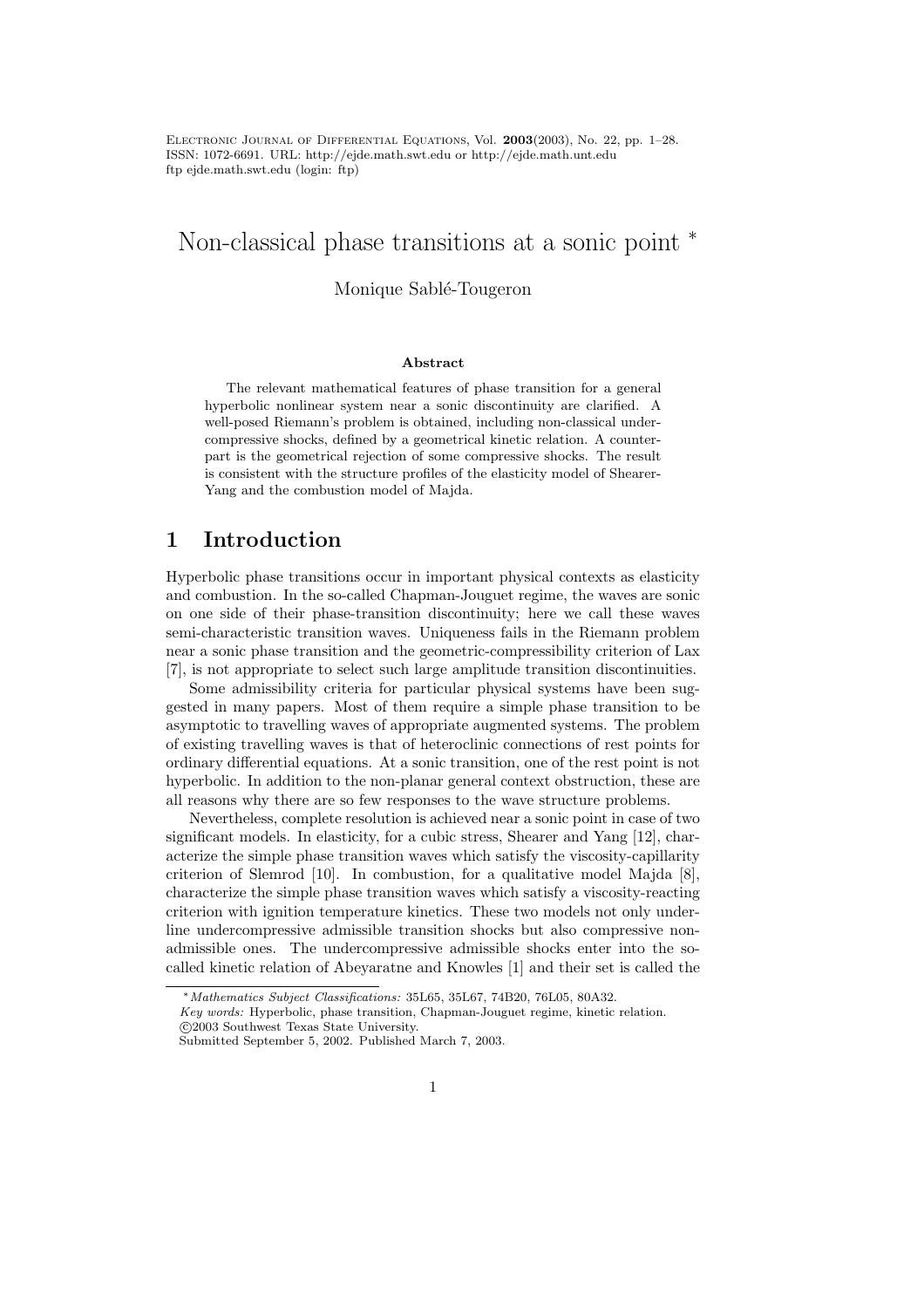# Non-classical phase transitions at a sonic point *

Monique Sablé-Tougeron

### Abstract

The relevant mathematical features of phase transition for a general hyperbolic nonlinear system near a sonic discontinuity are clarified. A well-posed Riemann's problem is obtained, including non-classical undercompressive shocks, defined by a geometrical kinetic relation. A counterpart is the geometrical rejection of some compressive shocks. The result is consistent with the structure profiles of the elasticity model of Shearer-Yang and the combustion model of Majda.

## 1 Introduction

Hyperbolic phase transitions occur in important physical contexts as elasticity and combustion. In the so-called Chapman-Jouguet regime, the waves are sonic on one side of their phase-transition discontinuity; here we call these waves semi-characteristic transition waves. Uniqueness fails in the Riemann problem near a sonic phase transition and the geometric-compressibility criterion of Lax [7], is not appropriate to select such large amplitude transition discontinuities.

Some admissibility criteria for particular physical systems have been suggested in many papers. Most of them require a simple phase transition to be asymptotic to travelling waves of appropriate augmented systems. The problem of existing travelling waves is that of heteroclinic connections of rest points for ordinary differential equations. At a sonic transition, one of the rest point is not hyperbolic. In addition to the non-planar general context obstruction, these are all reasons why there are so few responses to the wave structure problems.

Nevertheless, complete resolution is achieved near a sonic point in case of two significant models. In elasticity, for a cubic stress, Shearer and Yang [12], characterize the simple phase transition waves which satisfy the viscosity-capillarity criterion of Slemrod [10]. In combustion, for a qualitative model Majda [8], characterize the simple phase transition waves which satisfy a viscosity-reacting criterion with ignition temperature kinetics. These two models not only underline undercompressive admissible transition shocks but also compressive non-admissible ones. The undercompressive admissible shocks enter into the so-called kinetic relation of Abeyaratne and Knowles [1] and their set is called the

---

*Mathematics Subject Classifications:* 35L65, 35L67, 74B20, 76L05, 80A32.
*Key words:* Hyperbolic, phase transition, Chapman-Jouguet regime, kinetic relation.
©2003 Southwest Texas State University.
Submitted September 5, 2002. Published March 7, 2003.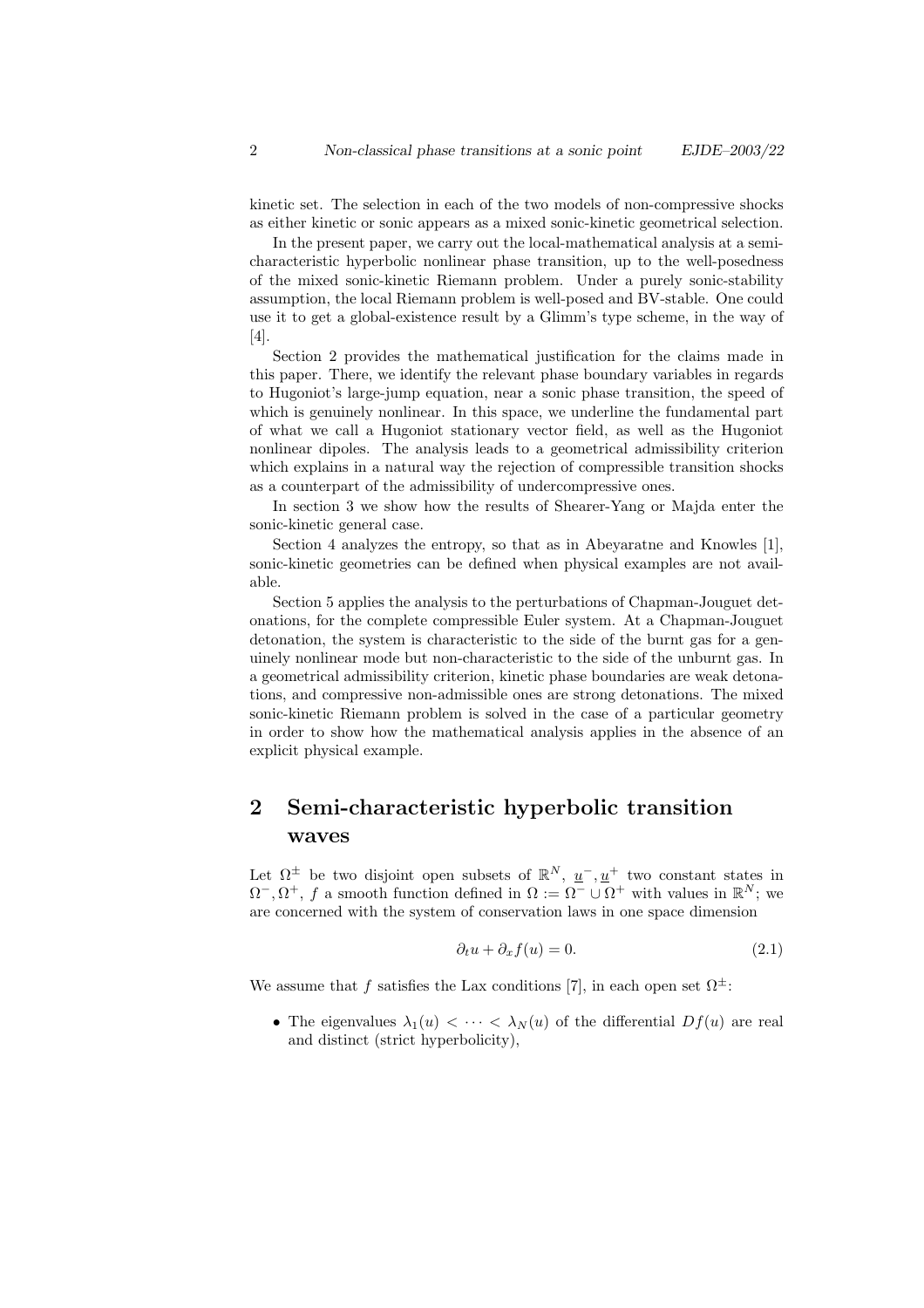kinetic set. The selection in each of the two models of non-compressive shocks as either kinetic or sonic appears as a mixed sonic-kinetic geometrical selection.

In the present paper, we carry out the local-mathematical analysis at a semi-characteristic hyperbolic nonlinear phase transition, up to the well-posedness of the mixed sonic-kinetic Riemann problem. Under a purely sonic-stability assumption, the local Riemann problem is well-posed and BV-stable. One could use it to get a global-existence result by a Glimm's type scheme, in the way of [4].

Section 2 provides the mathematical justification for the claims made in this paper. There, we identify the relevant phase boundary variables in regards to Hugoniot's large-jump equation, near a sonic phase transition, the speed of which is genuinely nonlinear. In this space, we underline the fundamental part of what we call a Hugoniot stationary vector field, as well as the Hugoniot nonlinear dipoles. The analysis leads to a geometrical admissibility criterion which explains in a natural way the rejection of compressible transition shocks as a counterpart of the admissibility of undercompressive ones.

In section 3 we show how the results of Shearer-Yang or Majda enter the sonic-kinetic general case.

Section 4 analyzes the entropy, so that as in Abeyaratne and Knowles [1], sonic-kinetic geometries can be defined when physical examples are not available.

Section 5 applies the analysis to the perturbations of Chapman-Jouguet detonations, for the complete compressible Euler system. At a Chapman-Jouguet detonation, the system is characteristic to the side of the burnt gas for a genuinely nonlinear mode but non-characteristic to the side of the unburnt gas. In a geometrical admissibility criterion, kinetic phase boundaries are weak detonations, and compressive non-admissible ones are strong detonations. The mixed sonic-kinetic Riemann problem is solved in the case of a particular geometry in order to show how the mathematical analysis applies in the absence of an explicit physical example.

## 2 Semi-characteristic hyperbolic transition waves

Let $\Omega^{\pm}$ be two disjoint open subsets of $\mathbb{R}^N$, $\underline{u}^-, \underline{u}^+$ two constant states in $\Omega^-, \Omega^+$, $f$ a smooth function defined in $\Omega := \Omega^- \cup \Omega^+$ with values in $\mathbb{R}^N$; we are concerned with the system of conservation laws in one space dimension

$$\partial_t u + \partial_x f(u) = 0. \tag{2.1}$$

We assume that $f$ satisfies the Lax conditions [7], in each open set $\Omega^{\pm}$:

- The eigenvalues $\lambda_1(u) < \cdots < \lambda_N(u)$ of the differential $Df(u)$ are real and distinct (strict hyperbolicity),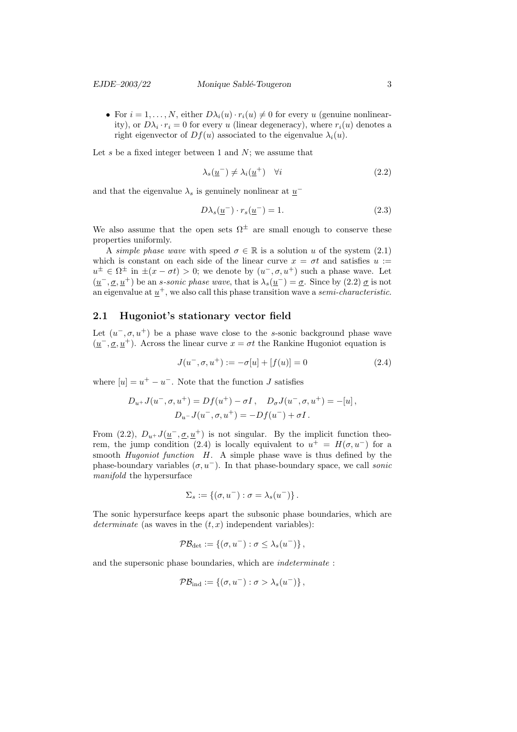- For $i = 1, \dots, N$, either $D\lambda_i(u) \cdot r_i(u) \neq 0$ for every $u$ (genuine nonlinearity), or $D\lambda_i \cdot r_i = 0$ for every $u$ (linear degeneracy), where $r_i(u)$ denotes a right eigenvector of $Df(u)$ associated to the eigenvalue $\lambda_i(u)$.

Let $s$ be a fixed integer between 1 and $N$; we assume that

$$\lambda_s(\underline{u}^-) \neq \lambda_i(\underline{u}^+) \quad \forall i \tag{2.2}$$

and that the eigenvalue $\lambda_s$ is genuinely nonlinear at $\underline{u}^-$

$$D\lambda_s(\underline{u}^-) \cdot r_s(\underline{u}^-) = 1. \tag{2.3}$$

We also assume that the open sets $\Omega^\pm$ are small enough to conserve these properties uniformly.

A *simple phase wave* with speed $\sigma \in \mathbb{R}$ is a solution $u$ of the system (2.1) which is constant on each side of the linear curve $x = \sigma t$ and satisfies $u := u^\pm \in \Omega^\pm$ in $\pm(x - \sigma t) > 0$; we denote by $(u^-, \sigma, u^+)$ such a phase wave. Let $(\underline{u}^-, \underline{\sigma}, \underline{u}^+)$ be an *s-sonic phase wave*, that is $\lambda_s(\underline{u}^-) = \underline{\sigma}$. Since by (2.2) $\underline{\sigma}$ is not an eigenvalue at $\underline{u}^+$, we also call this phase transition wave a *semi-characteristic*.

## 2.1 Hugoniot's stationary vector field

Let $(u^-, \sigma, u^+)$ be a phase wave close to the s-sonic background phase wave $(\underline{u}^-, \underline{\sigma}, \underline{u}^+)$. Across the linear curve $x = \sigma t$ the Rankine Hugoniot equation is

$$J(u^-, \sigma, u^+) := -\sigma[u] + [f(u)] = 0 \tag{2.4}$$

where $[u] = u^+ - u^-$. Note that the function $J$ satisfies

$$D_{u^+} J(u^-, \sigma, u^+) = Df(u^+) - \sigma I, \quad D_\sigma J(u^-, \sigma, u^+) = -[u],$$
$$D_{u^-} J(u^-, \sigma, u^+) = -Df(u^-) + \sigma I.$$

From (2.2), $D_{u^+} J(\underline{u}^-, \underline{\sigma}, \underline{u}^+)$ is not singular. By the implicit function theorem, the jump condition (2.4) is locally equivalent to $u^+ = H(\sigma, u^-)$ for a smooth *Hugoniot function* $H$. A simple phase wave is thus defined by the phase-boundary variables $(\sigma, u^-)$. In that phase-boundary space, we call *sonic manifold* the hypersurface

$$\Sigma_s := \{(\sigma, u^-) : \sigma = \lambda_s(u^-)\}.$$

The sonic hypersurface keeps apart the subsonic phase boundaries, which are *determinate* (as waves in the $(t, x)$ independent variables):

$$\mathcal{PB}_{\text{det}} := \{(\sigma, u^-) : \sigma \leq \lambda_s(u^-)\},$$

and the supersonic phase boundaries, which are *indeterminate* :

$$\mathcal{PB}_{\text{ind}} := \{(\sigma, u^-) : \sigma > \lambda_s(u^-)\},$$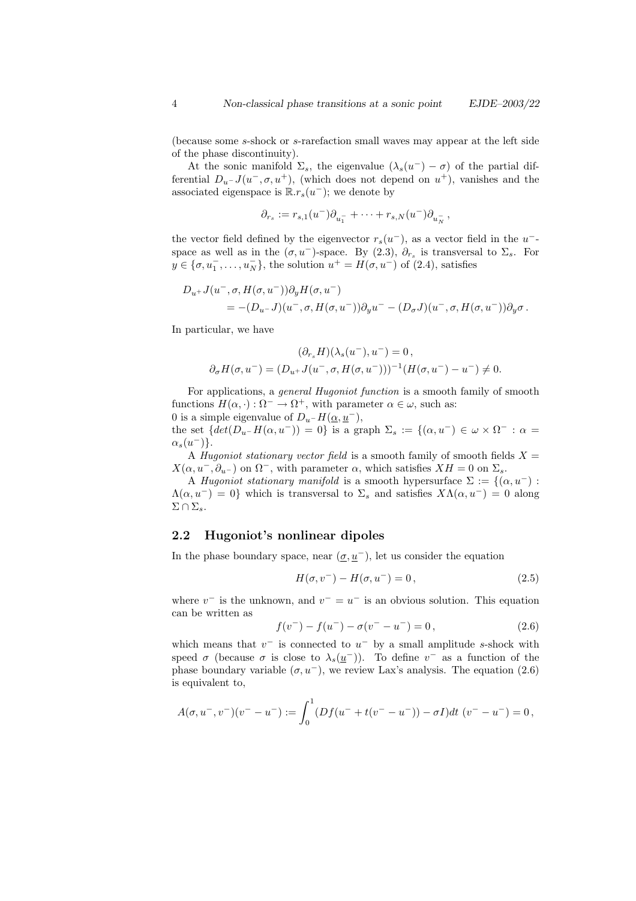(because some $s$-shock or $s$-rarefaction small waves may appear at the left side of the phase discontinuity).

At the sonic manifold $\Sigma_s$, the eigenvalue $(\lambda_s(u^-) - \sigma)$ of the partial differential $D_{u^-}J(u^-, \sigma, u^+)$, (which does not depend on $u^+$), vanishes and the associated eigenspace is $\mathbb{R}.r_s(u^-)$; we denote by

$$\partial_{r_s} := r_{s,1}(u^-)\partial_{u_1^-} + \cdots + r_{s,N}(u^-)\partial_{u_N^-}\,,$$

the vector field defined by the eigenvector $r_s(u^-)$, as a vector field in the $u^-$-space as well as in the $(\sigma, u^-)$-space. By (2.3), $\partial_{r_s}$ is transversal to $\Sigma_s$. For $y \in \{\sigma, u_1^-, \dots, u_N^-\}$, the solution $u^+ = H(\sigma, u^-)$ of (2.4), satisfies

$$\begin{aligned}
&D_{u^+}J(u^-, \sigma, H(\sigma, u^-))\partial_y H(\sigma, u^-) \\
&\quad = -(D_{u^-}J)(u^-, \sigma, H(\sigma, u^-))\partial_y u^- - (D_\sigma J)(u^-, \sigma, H(\sigma, u^-))\partial_y \sigma\,.
\end{aligned}$$

In particular, we have

$$\begin{gathered}
(\partial_{r_s} H)(\lambda_s(u^-), u^-) = 0\,, \\
\partial_\sigma H(\sigma, u^-) = (D_{u^+}J(u^-, \sigma, H(\sigma, u^-)))^{-1}(H(\sigma, u^-) - u^-) \neq 0.
\end{gathered}$$

For applications, a *general Hugoniot function* is a smooth family of smooth functions $H(\alpha, \cdot) : \Omega^- \to \Omega^+$, with parameter $\alpha \in \omega$, such as:
0 is a simple eigenvalue of $D_{u^-}H(\underline{\alpha}, \underline{u}^-)$,
the set $\{det(D_{u^-}H(\alpha, u^-)) = 0\}$ is a graph $\Sigma_s := \{(\alpha, u^-) \in \omega \times \Omega^- : \alpha = \alpha_s(u^-)\}$.

A *Hugoniot stationary vector field* is a smooth family of smooth fields $X = X(\alpha, u^-, \partial_{u^-})$ on $\Omega^-$, with parameter $\alpha$, which satisfies $XH = 0$ on $\Sigma_s$.

A *Hugoniot stationary manifold* is a smooth hypersurface $\Sigma := \{(\alpha, u^-) : \Lambda(\alpha, u^-) = 0\}$ which is transversal to $\Sigma_s$ and satisfies $X\Lambda(\alpha, u^-) = 0$ along $\Sigma \cap \Sigma_s$.

## 2.2 Hugoniot's nonlinear dipoles

In the phase boundary space, near $(\underline{\sigma}, \underline{u}^-)$, let us consider the equation

$$H(\sigma, v^-) - H(\sigma, u^-) = 0\,, \tag{2.5}$$

where $v^-$ is the unknown, and $v^- = u^-$ is an obvious solution. This equation can be written as

$$f(v^-) - f(u^-) - \sigma(v^- - u^-) = 0\,, \tag{2.6}$$

which means that $v^-$ is connected to $u^-$ by a small amplitude $s$-shock with speed $\sigma$ (because $\sigma$ is close to $\lambda_s(\underline{u}^-)$). To define $v^-$ as a function of the phase boundary variable $(\sigma, u^-)$, we review Lax's analysis. The equation (2.6) is equivalent to,

$$A(\sigma, u^-, v^-)(v^- - u^-) := \int_0^1 (Df(u^- + t(v^- - u^-)) - \sigma I)dt\ (v^- - u^-) = 0\,,$$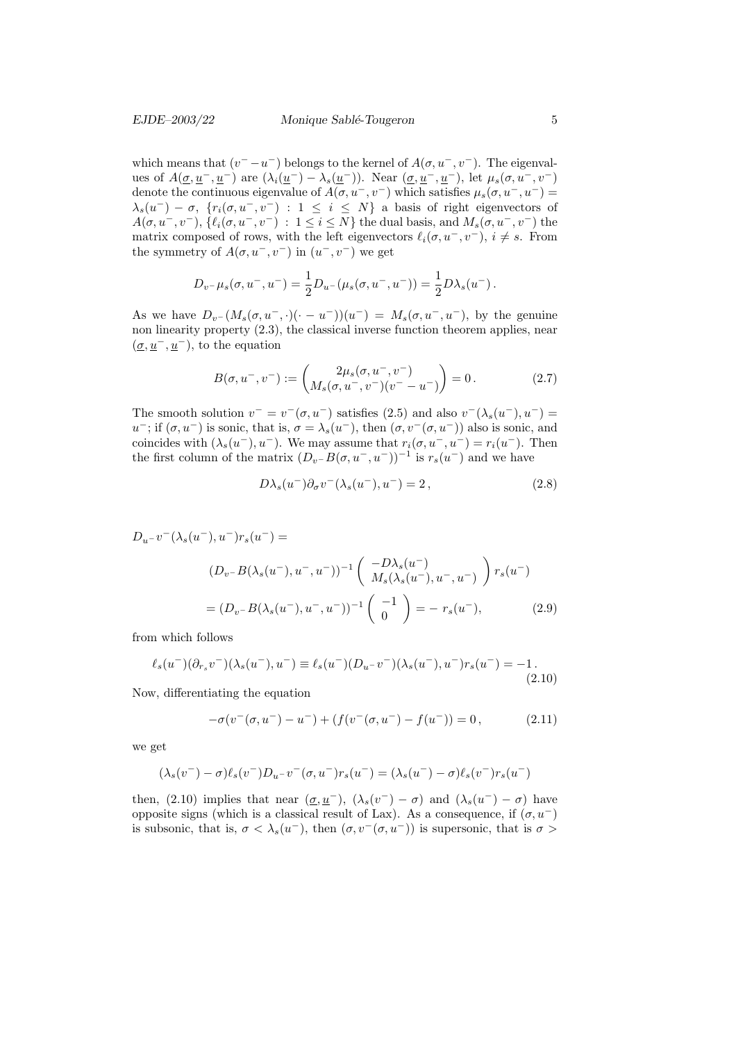which means that $(v^- - u^-)$ belongs to the kernel of $A(\sigma, u^-, v^-)$. The eigenvalues of $A(\underline{\sigma}, \underline{u}^-, \underline{u}^-)$ are $(\lambda_i(\underline{u}^-) - \lambda_s(\underline{u}^-))$. Near $(\underline{\sigma}, \underline{u}^-, \underline{u}^-)$, let $\mu_s(\sigma, u^-, v^-)$ denote the continuous eigenvalue of $A(\sigma, u^-, v^-)$ which satisfies $\mu_s(\sigma, u^-, u^-) = \lambda_s(u^-) - \sigma$, $\{r_i(\sigma, u^-, v^-) : 1 \le i \le N\}$ a basis of right eigenvectors of $A(\sigma, u^-, v^-)$, $\{\ell_i(\sigma, u^-, v^-) : 1 \le i \le N\}$ the dual basis, and $M_s(\sigma, u^-, v^-)$ the matrix composed of rows, with the left eigenvectors $\ell_i(\sigma, u^-, v^-)$, $i \ne s$. From the symmetry of $A(\sigma, u^-, v^-)$ in $(u^-, v^-)$ we get

$$D_{v^-}\mu_s(\sigma, u^-, u^-) = \frac{1}{2} D_{u^-}(\mu_s(\sigma, u^-, u^-)) = \frac{1}{2} D\lambda_s(u^-)\,.$$

As we have $D_{v^-}(M_s(\sigma, u^-, \cdot)(\cdot - u^-))(u^-) = M_s(\sigma, u^-, u^-)$, by the genuine non linearity property (2.3), the classical inverse function theorem applies, near $(\underline{\sigma}, \underline{u}^-, \underline{u}^-)$, to the equation

$$B(\sigma, u^-, v^-) := \begin{pmatrix} 2\mu_s(\sigma, u^-, v^-) \\ M_s(\sigma, u^-, v^-)(v^- - u^-) \end{pmatrix} = 0\,. \tag{2.7}$$

The smooth solution $v^- = v^-(\sigma, u^-)$ satisfies (2.5) and also $v^-(\lambda_s(u^-), u^-) = u^-$; if $(\sigma, u^-)$ is sonic, that is, $\sigma = \lambda_s(u^-)$, then $(\sigma, v^-(\sigma, u^-))$ also is sonic, and coincides with $(\lambda_s(u^-), u^-)$. We may assume that $r_i(\sigma, u^-, u^-) = r_i(u^-)$. Then the first column of the matrix $(D_{v^-}B(\sigma, u^-, u^-))^{-1}$ is $r_s(u^-)$ and we have

$$D\lambda_s(u^-)\partial_\sigma v^-(\lambda_s(u^-), u^-) = 2\,, \tag{2.8}$$

$$\begin{aligned} &D_{u^-}v^-(\lambda_s(u^-), u^-)r_s(u^-) = \\ &\qquad (D_{v^-}B(\lambda_s(u^-), u^-, u^-))^{-1} \begin{pmatrix} -D\lambda_s(u^-) \\ M_s(\lambda_s(u^-), u^-, u^-) \end{pmatrix} r_s(u^-) \\ &\qquad = (D_{v^-}B(\lambda_s(u^-), u^-, u^-))^{-1} \begin{pmatrix} -1 \\ 0 \end{pmatrix} = -\, r_s(u^-), \end{aligned} \tag{2.9}$$

from which follows

$$\ell_s(u^-)(\partial_{r_s}v^-)(\lambda_s(u^-), u^-) \equiv \ell_s(u^-)(D_{u^-}v^-)(\lambda_s(u^-), u^-)r_s(u^-) = -1\,. \tag{2.10}$$

Now, differentiating the equation

$$-\sigma(v^-(\sigma, u^-) - u^-) + (f(v^-(\sigma, u^-) - f(u^-)) = 0\,, \tag{2.11}$$

we get

$$(\lambda_s(v^-) - \sigma)\ell_s(v^-)D_{u^-}v^-(\sigma, u^-)r_s(u^-) = (\lambda_s(u^-) - \sigma)\ell_s(v^-)r_s(u^-)$$

then, (2.10) implies that near $(\underline{\sigma}, \underline{u}^-)$, $(\lambda_s(v^-) - \sigma)$ and $(\lambda_s(u^-) - \sigma)$ have opposite signs (which is a classical result of Lax). As a consequence, if $(\sigma, u^-)$ is subsonic, that is, $\sigma < \lambda_s(u^-)$, then $(\sigma, v^-(\sigma, u^-))$ is supersonic, that is $\sigma >$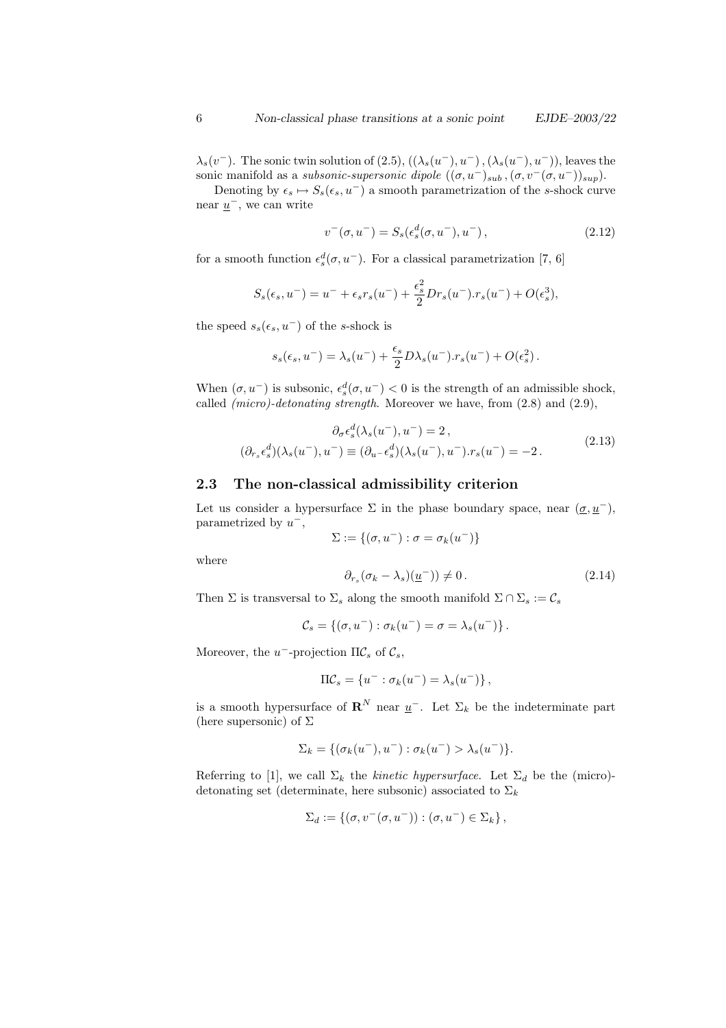$\lambda_s(v^-)$. The sonic twin solution of (2.5), $((\lambda_s(u^-), u^-), (\lambda_s(u^-), u^-))$, leaves the sonic manifold as a *subsonic-supersonic dipole* $((\sigma, u^-)_{sub}, (\sigma, v^-(\sigma, u^-))_{sup})$.

Denoting by $\epsilon_s \mapsto S_s(\epsilon_s, u^-)$ a smooth parametrization of the $s$-shock curve near $\underline{u}^-$, we can write

$$
v^-(\sigma, u^-) = S_s(\epsilon_s^d(\sigma, u^-), u^-), \tag{2.12}
$$

for a smooth function $\epsilon_s^d(\sigma, u^-)$. For a classical parametrization [7, 6]

$$
S_s(\epsilon_s, u^-) = u^- + \epsilon_s r_s(u^-) + \frac{\epsilon_s^2}{2} Dr_s(u^-).r_s(u^-) + O(\epsilon_s^3),
$$

the speed $s_s(\epsilon_s, u^-)$ of the $s$-shock is

$$
s_s(\epsilon_s, u^-) = \lambda_s(u^-) + \frac{\epsilon_s}{2} D\lambda_s(u^-).r_s(u^-) + O(\epsilon_s^2).
$$

When $(\sigma, u^-)$ is subsonic, $\epsilon_s^d(\sigma, u^-) < 0$ is the strength of an admissible shock, called *(micro)-detonating strength*. Moreover we have, from (2.8) and (2.9),

$$
\begin{gathered}
\partial_\sigma \epsilon_s^d(\lambda_s(u^-), u^-) = 2, \\
(\partial_{r_s} \epsilon_s^d)(\lambda_s(u^-), u^-) \equiv (\partial_{u^-} \epsilon_s^d)(\lambda_s(u^-), u^-).r_s(u^-) = -2.
\end{gathered} \tag{2.13}
$$

## 2.3 The non-classical admissibility criterion

Let us consider a hypersurface $\Sigma$ in the phase boundary space, near $(\underline{\sigma}, \underline{u}^-)$, parametrized by $u^-$,

$$
\Sigma := \{(\sigma, u^-) : \sigma = \sigma_k(u^-)\}
$$

where

$$
\partial_{r_s}(\sigma_k - \lambda_s)(\underline{u}^-)) \neq 0. \tag{2.14}
$$

Then $\Sigma$ is transversal to $\Sigma_s$ along the smooth manifold $\Sigma \cap \Sigma_s := \mathcal{C}_s$

$$
\mathcal{C}_s = \{(\sigma, u^-) : \sigma_k(u^-) = \sigma = \lambda_s(u^-)\}.
$$

Moreover, the $u^-$-projection $\Pi\mathcal{C}_s$ of $\mathcal{C}_s$,

$$
\Pi\mathcal{C}_s = \{u^- : \sigma_k(u^-) = \lambda_s(u^-)\},
$$

is a smooth hypersurface of $\mathbf{R}^N$ near $\underline{u}^-$. Let $\Sigma_k$ be the indeterminate part (here supersonic) of $\Sigma$

$$
\Sigma_k = \{(\sigma_k(u^-), u^-) : \sigma_k(u^-) > \lambda_s(u^-)\}.
$$

Referring to [1], we call $\Sigma_k$ the *kinetic hypersurface*. Let $\Sigma_d$ be the (micro)-detonating set (determinate, here subsonic) associated to $\Sigma_k$

$$
\Sigma_d := \{(\sigma, v^-(\sigma, u^-)) : (\sigma, u^-) \in \Sigma_k\},
$$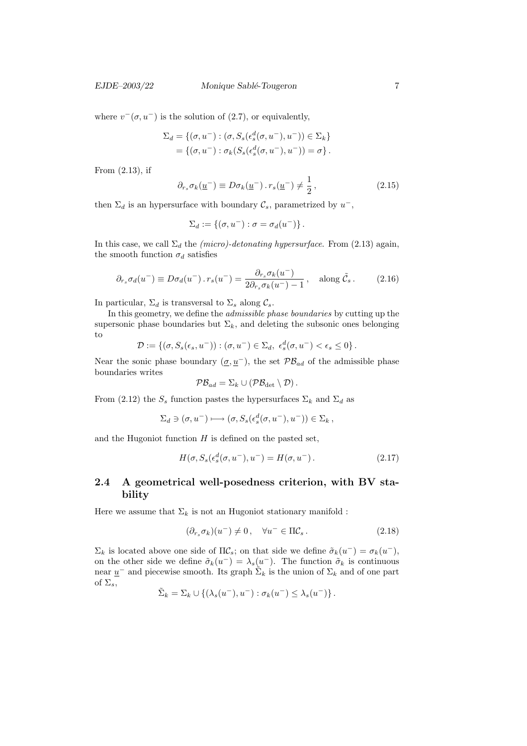where $v^-(\sigma, u^-)$ is the solution of (2.7), or equivalently,

$$
\begin{aligned}
\Sigma_d &= \{(\sigma, u^-) : (\sigma, S_s(\epsilon_s^d(\sigma, u^-), u^-)) \in \Sigma_k\} \\
&= \{(\sigma, u^-) : \sigma_k(S_s(\epsilon_s^d(\sigma, u^-), u^-)) = \sigma\} .
\end{aligned}
$$

From (2.13), if

$$
\partial_{r_s}\sigma_k(\underline{u}^-) \equiv D\sigma_k(\underline{u}^-) \, . \, r_s(\underline{u}^-) \neq \frac{1}{2} , \tag{2.15}
$$

then $\Sigma_d$ is an hypersurface with boundary $\mathcal{C}_s$, parametrized by $u^-$,

$$
\Sigma_d := \{(\sigma, u^-) : \sigma = \sigma_d(u^-)\} .
$$

In this case, we call $\Sigma_d$ the *(micro)-detonating hypersurface*. From (2.13) again, the smooth function $\sigma_d$ satisfies

$$
\partial_{r_s}\sigma_d(u^-) \equiv D\sigma_d(u^-) \, . \, r_s(u^-) = \frac{\partial_{r_s}\sigma_k(u^-)}{2\partial_{r_s}\sigma_k(u^-) - 1} , \quad \text{along } \tilde{\mathcal{C}}_s . \tag{2.16}
$$

In particular, $\Sigma_d$ is transversal to $\Sigma_s$ along $\mathcal{C}_s$.

In this geometry, we define the *admissible phase boundaries* by cutting up the supersonic phase boundaries but $\Sigma_k$, and deleting the subsonic ones belonging to

$$
\mathcal{D} := \{(\sigma, S_s(\epsilon_s, u^-)) : (\sigma, u^-) \in \Sigma_d, \ \epsilon_s^d(\sigma, u^-) < \epsilon_s \leq 0\} .
$$

Near the sonic phase boundary $(\underline{\sigma}, \underline{u}^-)$, the set $\mathcal{PB}_{ad}$ of the admissible phase boundaries writes

$$
\mathcal{PB}_{ad} = \Sigma_k \cup (\mathcal{PB}_{\det} \setminus \mathcal{D}) .
$$

From (2.12) the $S_s$ function pastes the hypersurfaces $\Sigma_k$ and $\Sigma_d$ as

$$
\Sigma_d \ni (\sigma, u^-) \longmapsto (\sigma, S_s(\epsilon_s^d(\sigma, u^-), u^-)) \in \Sigma_k ,
$$

and the Hugoniot function $H$ is defined on the pasted set,

$$
H(\sigma, S_s(\epsilon_s^d(\sigma, u^-), u^-) = H(\sigma, u^-) . \tag{2.17}
$$

## 2.4 A geometrical well-posedness criterion, with BV stability

Here we assume that $\Sigma_k$ is not an Hugoniot stationary manifold :

$$
(\partial_{r_s}\sigma_k)(u^-) \neq 0 , \quad \forall u^- \in \Pi\mathcal{C}_s . \tag{2.18}
$$

$\Sigma_k$ is located above one side of $\Pi\mathcal{C}_s$; on that side we define $\tilde{\sigma}_k(u^-) = \sigma_k(u^-)$, on the other side we define $\tilde{\sigma}_k(u^-) = \lambda_s(u^-)$. The function $\tilde{\sigma}_k$ is continuous near $\underline{u}^-$ and piecewise smooth. Its graph $\tilde{\Sigma}_k$ is the union of $\Sigma_k$ and of one part of $\Sigma_s$,

$$
\tilde{\Sigma}_k = \Sigma_k \cup \{(\lambda_s(u^-), u^-) : \sigma_k(u^-) \leq \lambda_s(u^-)\} .
$$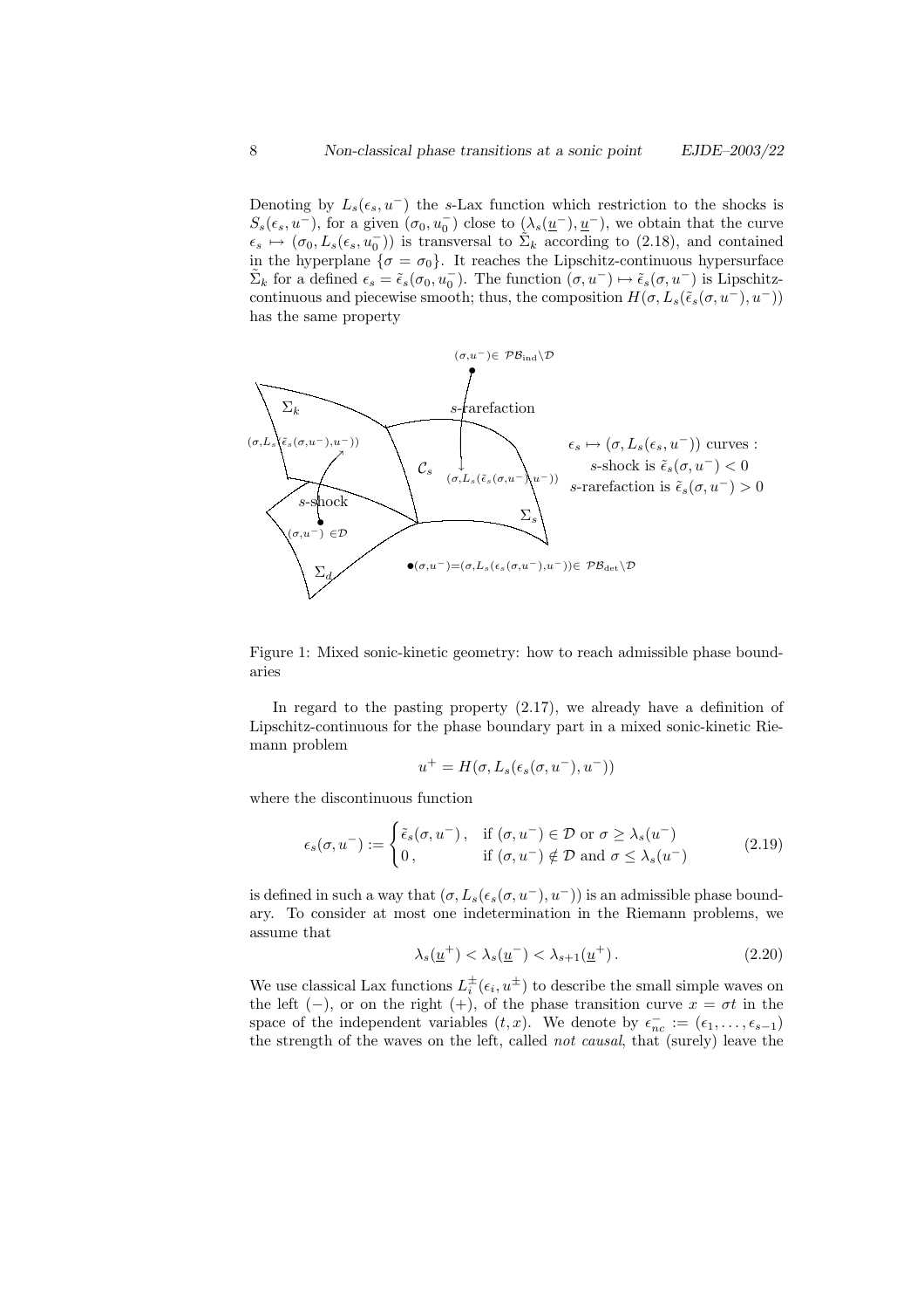Denoting by $L_s(\epsilon_s, u^-)$ the $s$-Lax function which restriction to the shocks is $S_s(\epsilon_s, u^-)$, for a given $(\sigma_0, u_0^-)$ close to $(\lambda_s(\underline{u}^-), \underline{u}^-)$, we obtain that the curve $\epsilon_s \mapsto (\sigma_0, L_s(\epsilon_s, u_0^-))$ is transversal to $\tilde{\Sigma}_k$ according to (2.18), and contained in the hyperplane $\{\sigma = \sigma_0\}$. It reaches the Lipschitz-continuous hypersurface $\tilde{\Sigma}_k$ for a defined $\epsilon_s = \tilde{\epsilon}_s(\sigma_0, u_0^-)$. The function $(\sigma, u^-) \mapsto \tilde{\epsilon}_s(\sigma, u^-)$ is Lipschitz-continuous and piecewise smooth; thus, the composition $H(\sigma, L_s(\tilde{\epsilon}_s(\sigma, u^-), u^-))$ has the same property

Figure 1: Mixed sonic-kinetic geometry: how to reach admissible phase boundaries

In regard to the pasting property (2.17), we already have a definition of Lipschitz-continuous for the phase boundary part in a mixed sonic-kinetic Riemann problem

$$u^+ = H(\sigma, L_s(\epsilon_s(\sigma, u^-), u^-))$$

where the discontinuous function

$$\epsilon_s(\sigma, u^-) := \begin{cases} \tilde{\epsilon}_s(\sigma, u^-), & \text{if } (\sigma, u^-) \in \mathcal{D} \text{ or } \sigma \geq \lambda_s(u^-) \\ 0, & \text{if } (\sigma, u^-) \notin \mathcal{D} \text{ and } \sigma \leq \lambda_s(u^-) \end{cases} \tag{2.19}$$

is defined in such a way that $(\sigma, L_s(\epsilon_s(\sigma, u^-), u^-))$ is an admissible phase boundary. To consider at most one indetermination in the Riemann problems, we assume that

$$\lambda_s(\underline{u}^+) < \lambda_s(\underline{u}^-) < \lambda_{s+1}(\underline{u}^+). \tag{2.20}$$

We use classical Lax functions $L_i^{\pm}(\epsilon_i, u^{\pm})$ to describe the small simple waves on the left $(-)$, or on the right $(+)$, of the phase transition curve $x = \sigma t$ in the space of the independent variables $(t, x)$. We denote by $\epsilon_{nc}^- := (\epsilon_1, \ldots, \epsilon_{s-1})$ the strength of the waves on the left, called *not causal*, that (surely) leave the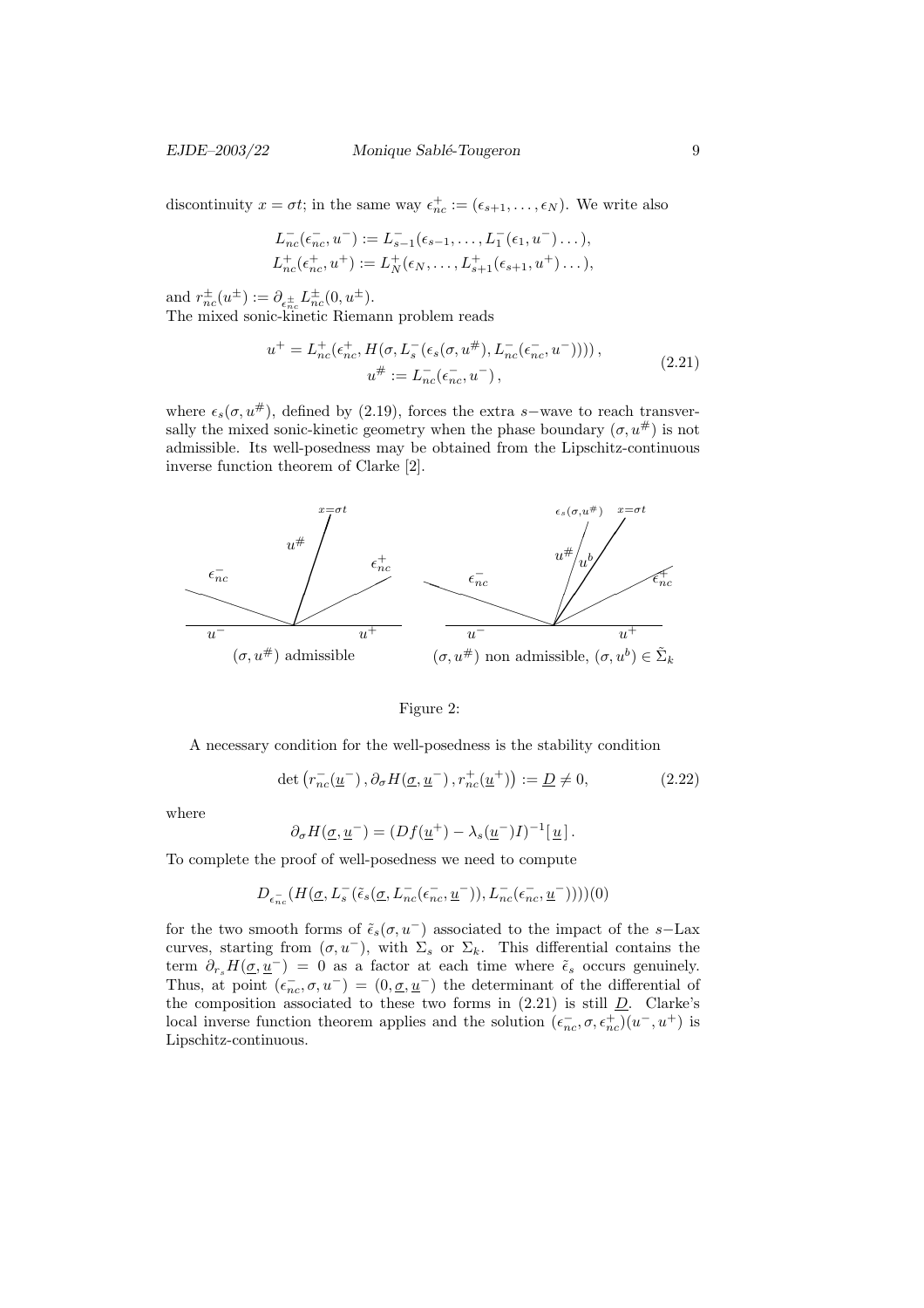discontinuity $x = \sigma t$; in the same way $\epsilon_{nc}^+ := (\epsilon_{s+1}, \dots, \epsilon_N)$. We write also

$$L_{nc}^-(\epsilon_{nc}^-, u^-) := L_{s-1}^-(\epsilon_{s-1}, \dots, L_1^-(\epsilon_1, u^-) \dots),$$
$$L_{nc}^+(\epsilon_{nc}^+, u^+) := L_N^+(\epsilon_N, \dots, L_{s+1}^+(\epsilon_{s+1}, u^+) \dots),$$

and $r_{nc}^\pm(u^\pm) := \partial_{\epsilon_{nc}^\pm} L_{nc}^\pm(0, u^\pm)$.
The mixed sonic-kinetic Riemann problem reads

$$\begin{gathered} u^+ = L_{nc}^+(\epsilon_{nc}^+, H(\sigma, L_s^-(\epsilon_s(\sigma, u^\#), L_{nc}^-(\epsilon_{nc}^-, u^-)))), \\ u^\# := L_{nc}^-(\epsilon_{nc}^-, u^-), \end{gathered} \tag{2.21}$$

where $\epsilon_s(\sigma, u^\#)$, defined by (2.19), forces the extra $s-$wave to reach transversally the mixed sonic-kinetic geometry when the phase boundary $(\sigma, u^\#)$ is not admissible. Its well-posedness may be obtained from the Lipschitz-continuous inverse function theorem of Clarke [2].

$(\sigma, u^\#)$ admissible $\quad$ $(\sigma, u^\#)$ non admissible, $(\sigma, u^b) \in \tilde{\Sigma}_k$

Figure 2:

A necessary condition for the well-posedness is the stability condition

$$\det\left(r_{nc}^-(\underline{u}^-), \partial_\sigma H(\underline{\sigma}, \underline{u}^-), r_{nc}^+(\underline{u}^+)\right) := \underline{D} \neq 0, \tag{2.22}$$

where

$$\partial_\sigma H(\underline{\sigma}, \underline{u}^-) = (Df(\underline{u}^+) - \lambda_s(\underline{u}^-)I)^{-1}[\,\underline{u}\,].$$

To complete the proof of well-posedness we need to compute

$$D_{\epsilon_{nc}^-}(H(\underline{\sigma}, L_s^-(\tilde{\epsilon}_s(\underline{\sigma}, L_{nc}^-(\epsilon_{nc}^-, \underline{u}^-)), L_{nc}^-(\epsilon_{nc}^-, \underline{u}^-))))(0)$$

for the two smooth forms of $\tilde{\epsilon}_s(\sigma, u^-)$ associated to the impact of the $s-$Lax curves, starting from $(\sigma, u^-)$, with $\Sigma_s$ or $\Sigma_k$. This differential contains the term $\partial_{r_s} H(\underline{\sigma}, \underline{u}^-) = 0$ as a factor at each time where $\tilde{\epsilon}_s$ occurs genuinely. Thus, at point $(\epsilon_{nc}^-, \sigma, u^-) = (0, \underline{\sigma}, \underline{u}^-)$ the determinant of the differential of the composition associated to these two forms in (2.21) is still $\underline{D}$. Clarke's local inverse function theorem applies and the solution $(\epsilon_{nc}^-, \sigma, \epsilon_{nc}^+)(u^-, u^+)$ is Lipschitz-continuous.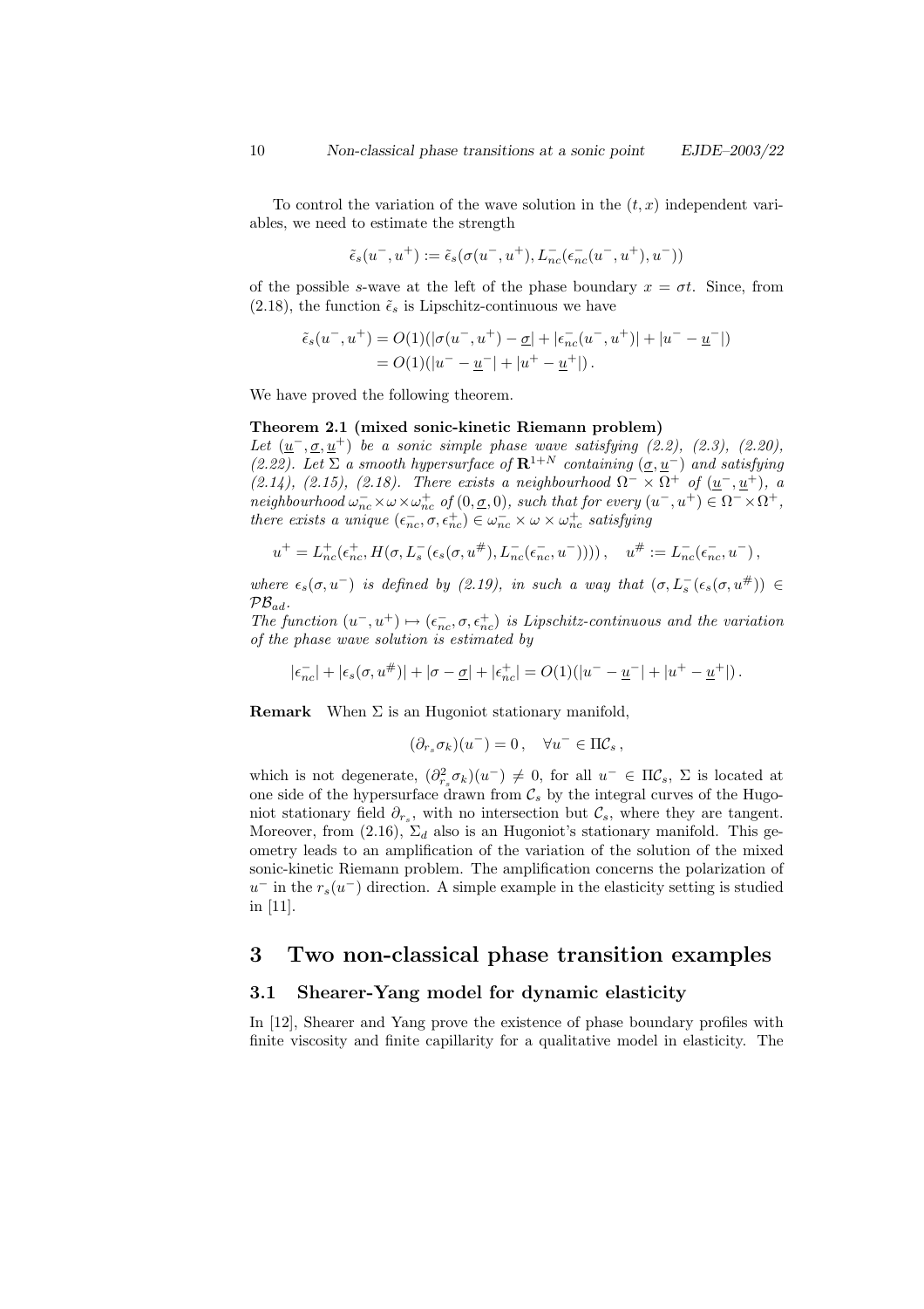To control the variation of the wave solution in the $(t, x)$ independent variables, we need to estimate the strength

$$\tilde{\epsilon}_s(u^-, u^+) := \tilde{\epsilon}_s(\sigma(u^-, u^+), L^-_{nc}(\epsilon^-_{nc}(u^-, u^+), u^-))$$

of the possible $s$-wave at the left of the phase boundary $x = \sigma t$. Since, from (2.18), the function $\tilde{\epsilon}_s$ is Lipschitz-continuous we have

$$\begin{aligned}
\tilde{\epsilon}_s(u^-, u^+) &= O(1)(|\sigma(u^-, u^+) - \underline{\sigma}| + |\epsilon^-_{nc}(u^-, u^+)| + |u^- - \underline{u}^-|) \\
&= O(1)(|u^- - \underline{u}^-| + |u^+ - \underline{u}^+|)\,.
\end{aligned}$$

We have proved the following theorem.

**Theorem 2.1 (mixed sonic-kinetic Riemann problem)**
*Let $(\underline{u}^-, \underline{\sigma}, \underline{u}^+)$ be a sonic simple phase wave satisfying (2.2), (2.3), (2.20), (2.22). Let $\Sigma$ a smooth hypersurface of $\mathbf{R}^{1+N}$ containing $(\underline{\sigma}, \underline{u}^-)$ and satisfying (2.14), (2.15), (2.18). There exists a neighbourhood $\Omega^- \times \Omega^+$ of $(\underline{u}^-, \underline{u}^+)$, a neighbourhood $\omega^-_{nc} \times \omega \times \omega^+_{nc}$ of $(0, \underline{\sigma}, 0)$, such that for every $(u^-, u^+) \in \Omega^- \times \Omega^+$, there exists a unique $(\epsilon^-_{nc}, \sigma, \epsilon^+_{nc}) \in \omega^-_{nc} \times \omega \times \omega^+_{nc}$ satisfying*

$$u^+ = L^+_{nc}(\epsilon^+_{nc}, H(\sigma, L^-_s(\epsilon_s(\sigma, u^\#), L^-_{nc}(\epsilon^-_{nc}, u^-))))\,, \quad u^\# := L^-_{nc}(\epsilon^-_{nc}, u^-)\,,$$

*where $\epsilon_s(\sigma, u^-)$ is defined by (2.19), in such a way that $(\sigma, L^-_s(\epsilon_s(\sigma, u^\#)) \in \mathcal{PB}_{ad}$.*
*The function $(u^-, u^+) \mapsto (\epsilon^-_{nc}, \sigma, \epsilon^+_{nc})$ is Lipschitz-continuous and the variation of the phase wave solution is estimated by*

$$|\epsilon^-_{nc}| + |\epsilon_s(\sigma, u^\#)| + |\sigma - \underline{\sigma}| + |\epsilon^+_{nc}| = O(1)(|u^- - \underline{u}^-| + |u^+ - \underline{u}^+|)\,.$$

**Remark** When $\Sigma$ is an Hugoniot stationary manifold,

$$(\partial_{r_s}\sigma_k)(u^-) = 0\,, \quad \forall u^- \in \Pi\mathcal{C}_s\,,$$

which is not degenerate, $(\partial^2_{r_s}\sigma_k)(u^-) \neq 0$, for all $u^- \in \Pi\mathcal{C}_s$, $\Sigma$ is located at one side of the hypersurface drawn from $\mathcal{C}_s$ by the integral curves of the Hugoniot stationary field $\partial_{r_s}$, with no intersection but $\mathcal{C}_s$, where they are tangent. Moreover, from (2.16), $\Sigma_d$ also is an Hugoniot's stationary manifold. This geometry leads to an amplification of the variation of the solution of the mixed sonic-kinetic Riemann problem. The amplification concerns the polarization of $u^-$ in the $r_s(u^-)$ direction. A simple example in the elasticity setting is studied in [11].

# 3 Two non-classical phase transition examples

## 3.1 Shearer-Yang model for dynamic elasticity

In [12], Shearer and Yang prove the existence of phase boundary profiles with finite viscosity and finite capillarity for a qualitative model in elasticity. The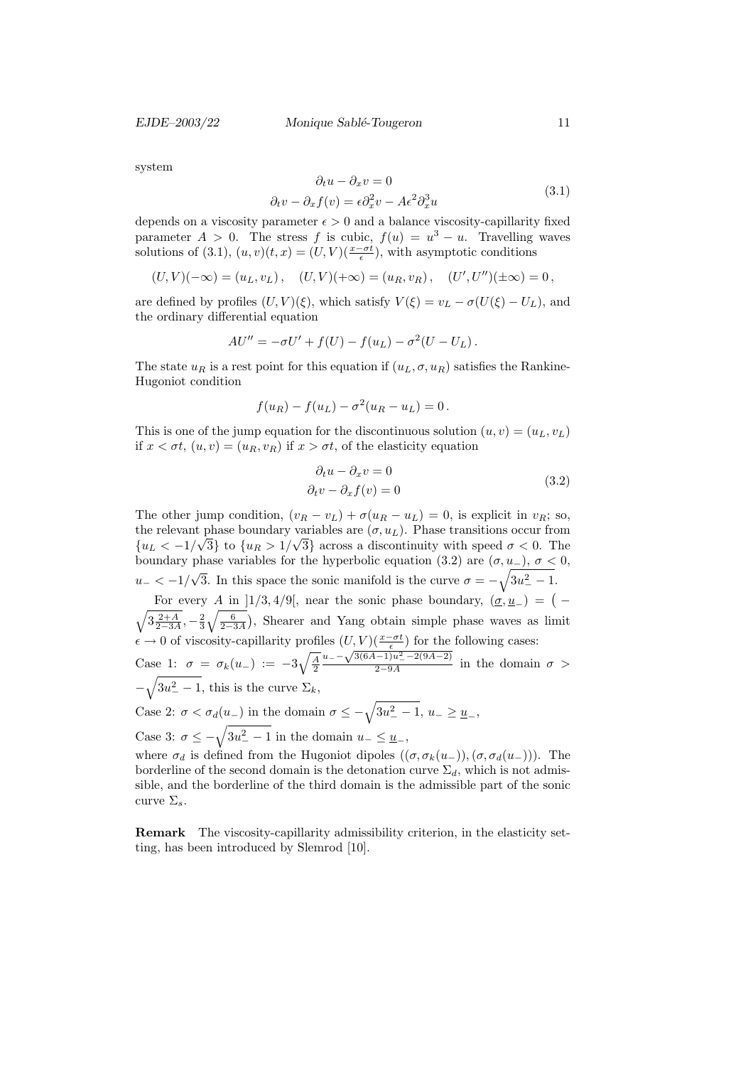system

$$
\begin{aligned}
\partial_t u - \partial_x v &= 0 \\
\partial_t v - \partial_x f(v) &= \epsilon \partial_x^2 v - A\epsilon^2 \partial_x^3 u
\end{aligned}
\tag{3.1}
$$

depends on a viscosity parameter $\epsilon > 0$ and a balance viscosity-capillarity fixed parameter $A > 0$. The stress $f$ is cubic, $f(u) = u^3 - u$. Travelling waves solutions of (3.1), $(u, v)(t, x) = (U, V)(\frac{x-\sigma t}{\epsilon})$, with asymptotic conditions

$$
(U, V)(-\infty) = (u_L, v_L), \quad (U, V)(+\infty) = (u_R, v_R), \quad (U', U'')(\pm\infty) = 0,
$$

are defined by profiles $(U, V)(\xi)$, which satisfy $V(\xi) = v_L - \sigma(U(\xi) - U_L)$, and the ordinary differential equation

$$
AU'' = -\sigma U' + f(U) - f(u_L) - \sigma^2(U - U_L).
$$

The state $u_R$ is a rest point for this equation if $(u_L, \sigma, u_R)$ satisfies the Rankine-Hugoniot condition

$$
f(u_R) - f(u_L) - \sigma^2(u_R - u_L) = 0.
$$

This is one of the jump equation for the discontinuous solution $(u, v) = (u_L, v_L)$ if $x < \sigma t$, $(u, v) = (u_R, v_R)$ if $x > \sigma t$, of the elasticity equation

$$
\begin{aligned}
\partial_t u - \partial_x v &= 0 \\
\partial_t v - \partial_x f(v) &= 0
\end{aligned}
\tag{3.2}
$$

The other jump condition, $(v_R - v_L) + \sigma(u_R - u_L) = 0$, is explicit in $v_R$; so, the relevant phase boundary variables are $(\sigma, u_L)$. Phase transitions occur from $\{u_L < -1/\sqrt{3}\}$ to $\{u_R > 1/\sqrt{3}\}$ across a discontinuity with speed $\sigma < 0$. The boundary phase variables for the hyperbolic equation (3.2) are $(\sigma, u_-)$, $\sigma < 0$, $u_- < -1/\sqrt{3}$. In this space the sonic manifold is the curve $\sigma = -\sqrt{3u_-^2 - 1}$.

For every $A$ in $]1/3, 4/9[$, near the sonic phase boundary, $(\underline{\sigma}, \underline{u}_-) = \big(-\sqrt{3\frac{2+A}{2-3A}}, -\frac{2}{3}\sqrt{\frac{6}{2-3A}}\big)$, Shearer and Yang obtain simple phase waves as limit $\epsilon \to 0$ of viscosity-capillarity profiles $(U, V)(\frac{x-\sigma t}{\epsilon})$ for the following cases:

Case 1: $\sigma = \sigma_k(u_-) := -3\sqrt{\frac{A}{2}}\frac{u_- - \sqrt{3(6A-1)u_-^2 - 2(9A-2)}}{2-9A}$ in the domain $\sigma > -\sqrt{3u_-^2 - 1}$, this is the curve $\Sigma_k$,

Case 2: $\sigma < \sigma_d(u_-)$ in the domain $\sigma \le -\sqrt{3u_-^2 - 1}$, $u_- \ge \underline{u}_-$,

Case 3: $\sigma \le -\sqrt{3u_-^2 - 1}$ in the domain $u_- \le \underline{u}_-$,

where $\sigma_d$ is defined from the Hugoniot dipoles $((\sigma, \sigma_k(u_-)), (\sigma, \sigma_d(u_-)))$. The borderline of the second domain is the detonation curve $\Sigma_d$, which is not admissible, and the borderline of the third domain is the admissible part of the sonic curve $\Sigma_s$.

**Remark** The viscosity-capillarity admissibility criterion, in the elasticity setting, has been introduced by Slemrod [10].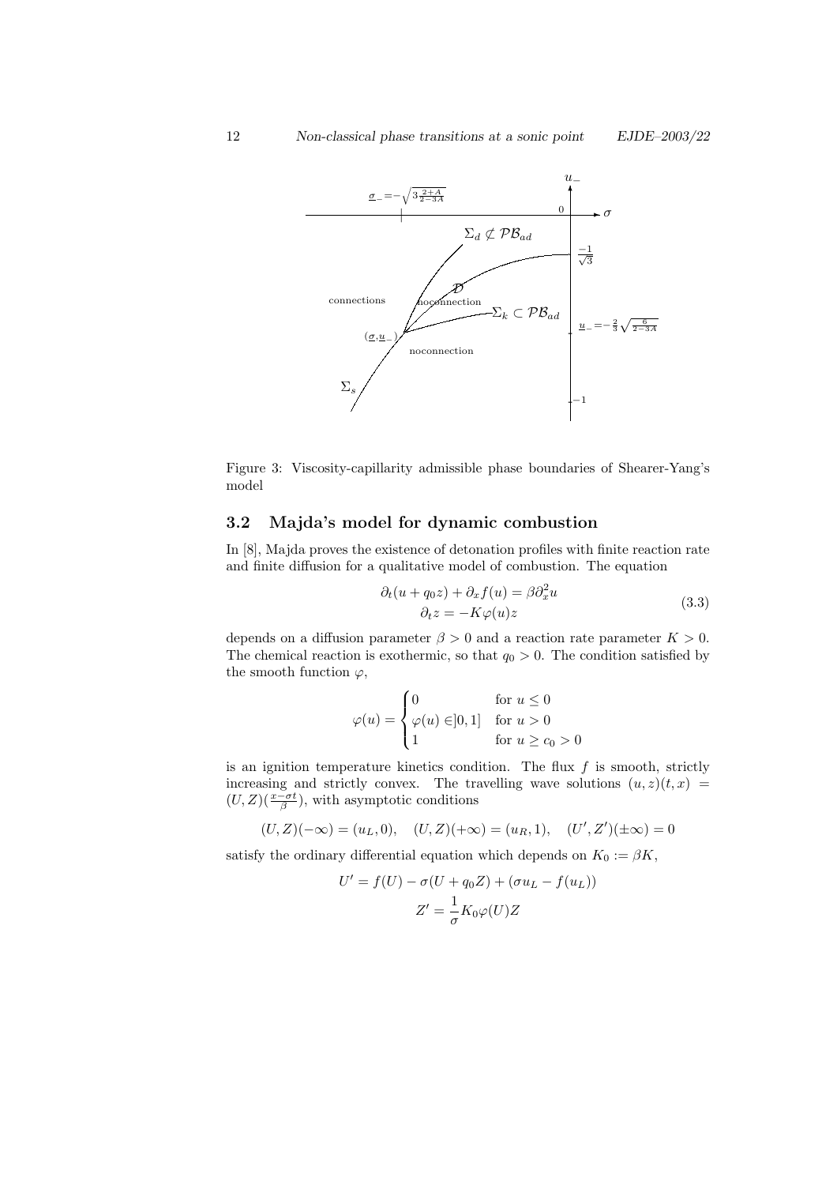Figure 3: Viscosity-capillarity admissible phase boundaries of Shearer-Yang's model

### 3.2 Majda's model for dynamic combustion

In [8], Majda proves the existence of detonation profiles with finite reaction rate and finite diffusion for a qualitative model of combustion. The equation

$$
\begin{aligned}
\partial_t(u + q_0 z) + \partial_x f(u) &= \beta \partial_x^2 u \\
\partial_t z &= -K\varphi(u) z
\end{aligned}
\tag{3.3}
$$

depends on a diffusion parameter $\beta > 0$ and a reaction rate parameter $K > 0$. The chemical reaction is exothermic, so that $q_0 > 0$. The condition satisfied by the smooth function $\varphi$,

$$
\varphi(u) = \begin{cases} 0 & \text{for } u \leq 0 \\ \varphi(u) \in ]0,1] & \text{for } u > 0 \\ 1 & \text{for } u \geq c_0 > 0 \end{cases}
$$

is an ignition temperature kinetics condition. The flux $f$ is smooth, strictly increasing and strictly convex. The travelling wave solutions $(u,z)(t,x) = (U,Z)(\frac{x-\sigma t}{\beta})$, with asymptotic conditions

$$
(U,Z)(-\infty) = (u_L, 0), \quad (U,Z)(+\infty) = (u_R, 1), \quad (U',Z')(\pm\infty) = 0
$$

satisfy the ordinary differential equation which depends on $K_0 := \beta K$,

$$
\begin{aligned}
U' &= f(U) - \sigma(U + q_0 Z) + (\sigma u_L - f(u_L)) \\
Z' &= \frac{1}{\sigma} K_0 \varphi(U) Z
\end{aligned}
$$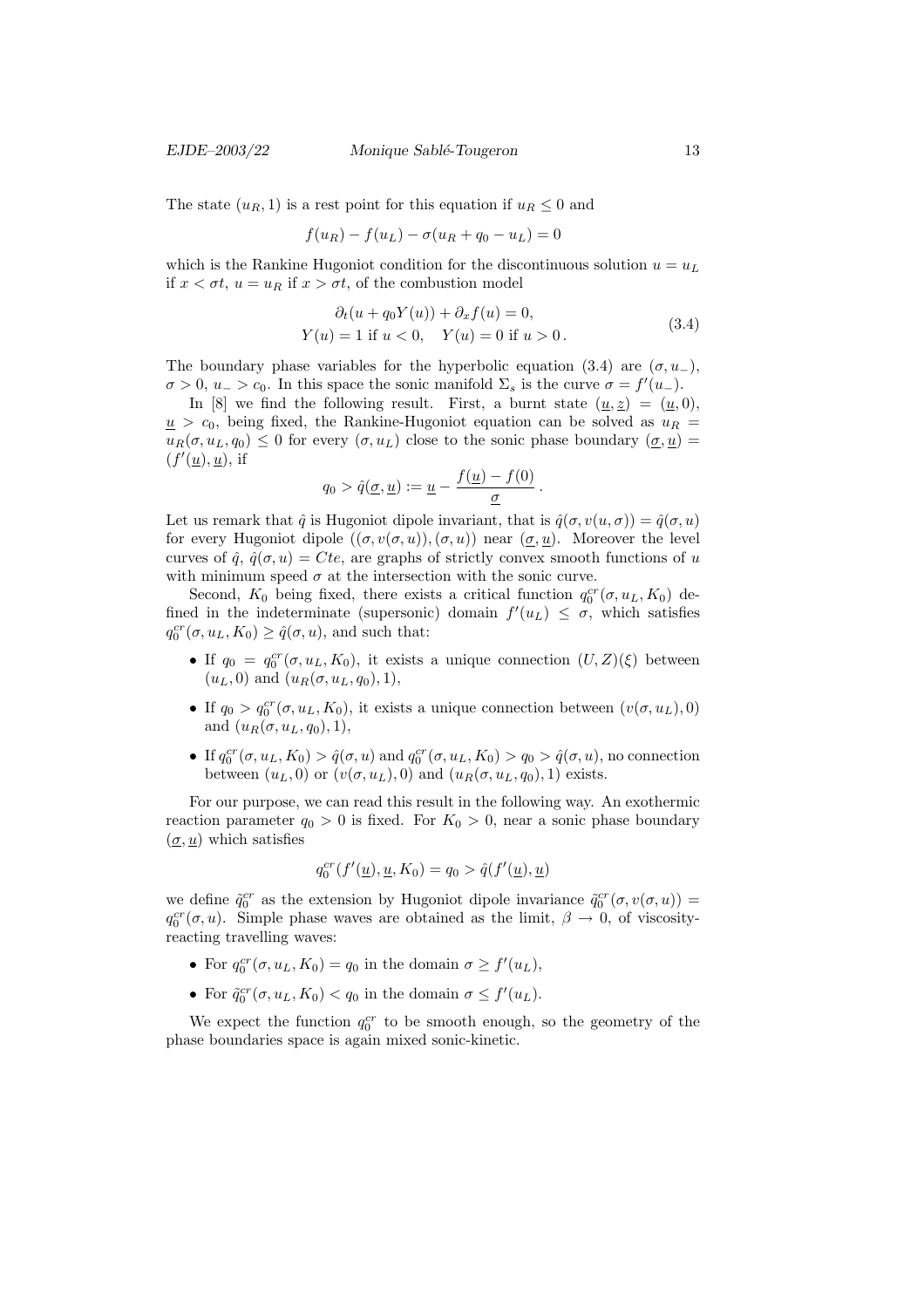The state $(u_R, 1)$ is a rest point for this equation if $u_R \leq 0$ and

$$f(u_R) - f(u_L) - \sigma(u_R + q_0 - u_L) = 0$$

which is the Rankine Hugoniot condition for the discontinuous solution $u = u_L$ if $x < \sigma t$, $u = u_R$ if $x > \sigma t$, of the combustion model

$$\begin{aligned} \partial_t(u + q_0 Y(u)) + \partial_x f(u) = 0, \\ Y(u) = 1 \text{ if } u < 0, \quad Y(u) = 0 \text{ if } u > 0 . \end{aligned} \tag{3.4}$$

The boundary phase variables for the hyperbolic equation (3.4) are $(\sigma, u_-)$, $\sigma > 0$, $u_- > c_0$. In this space the sonic manifold $\Sigma_s$ is the curve $\sigma = f'(u_-)$.

In [8] we find the following result. First, a burnt state $(\underline{u}, \underline{z}) = (\underline{u}, 0)$, $\underline{u} > c_0$, being fixed, the Rankine-Hugoniot equation can be solved as $u_R = u_R(\sigma, u_L, q_0) \leq 0$ for every $(\sigma, u_L)$ close to the sonic phase boundary $(\underline{\sigma}, \underline{u}) = (f'(\underline{u}), \underline{u})$, if

$$q_0 > \hat{q}(\underline{\sigma}, \underline{u}) := \underline{u} - \frac{f(\underline{u}) - f(0)}{\underline{\sigma}} .$$

Let us remark that $\hat{q}$ is Hugoniot dipole invariant, that is $\hat{q}(\sigma, v(u, \sigma)) = \hat{q}(\sigma, u)$ for every Hugoniot dipole $((\sigma, v(\sigma, u)), (\sigma, u))$ near $(\underline{\sigma}, \underline{u})$. Moreover the level curves of $\hat{q}$, $\hat{q}(\sigma, u) = Cte$, are graphs of strictly convex smooth functions of $u$ with minimum speed $\sigma$ at the intersection with the sonic curve.

Second, $K_0$ being fixed, there exists a critical function $q_0^{cr}(\sigma, u_L, K_0)$ defined in the indeterminate (supersonic) domain $f'(u_L) \leq \sigma$, which satisfies $q_0^{cr}(\sigma, u_L, K_0) \geq \hat{q}(\sigma, u)$, and such that:

- If $q_0 = q_0^{cr}(\sigma, u_L, K_0)$, it exists a unique connection $(U, Z)(\xi)$ between $(u_L, 0)$ and $(u_R(\sigma, u_L, q_0), 1)$,
- If $q_0 > q_0^{cr}(\sigma, u_L, K_0)$, it exists a unique connection between $(v(\sigma, u_L), 0)$ and $(u_R(\sigma, u_L, q_0), 1)$,
- If $q_0^{cr}(\sigma, u_L, K_0) > \hat{q}(\sigma, u)$ and $q_0^{cr}(\sigma, u_L, K_0) > q_0 > \hat{q}(\sigma, u)$, no connection between $(u_L, 0)$ or $(v(\sigma, u_L), 0)$ and $(u_R(\sigma, u_L, q_0), 1)$ exists.

For our purpose, we can read this result in the following way. An exothermic reaction parameter $q_0 > 0$ is fixed. For $K_0 > 0$, near a sonic phase boundary $(\underline{\sigma}, \underline{u})$ which satisfies

$$q_0^{cr}(f'(\underline{u}), \underline{u}, K_0) = q_0 > \hat{q}(f'(\underline{u}), \underline{u})$$

we define $\tilde{q}_0^{cr}$ as the extension by Hugoniot dipole invariance $\tilde{q}_0^{cr}(\sigma, v(\sigma, u)) = q_0^{cr}(\sigma, u)$. Simple phase waves are obtained as the limit, $\beta \to 0$, of viscosity-reacting travelling waves:

- For $q_0^{cr}(\sigma, u_L, K_0) = q_0$ in the domain $\sigma \geq f'(u_L)$,
- For $\tilde{q}_0^{cr}(\sigma, u_L, K_0) < q_0$ in the domain $\sigma \leq f'(u_L)$.

We expect the function $q_0^{cr}$ to be smooth enough, so the geometry of the phase boundaries space is again mixed sonic-kinetic.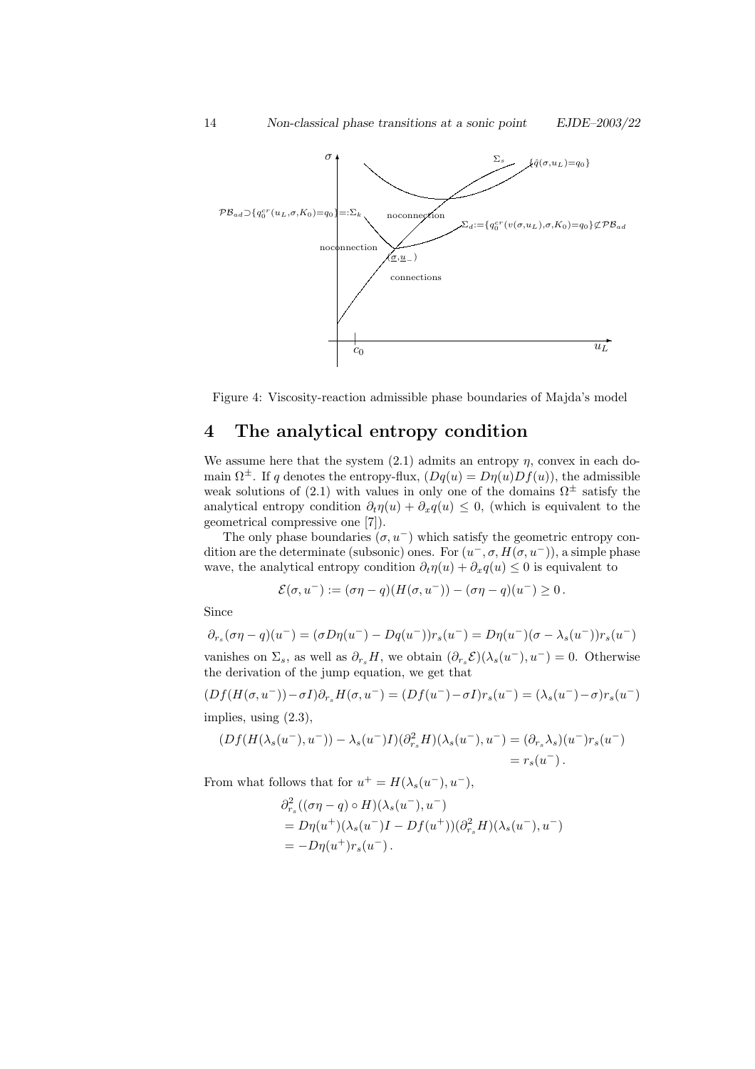Figure 4: Viscosity-reaction admissible phase boundaries of Majda's model

## 4 The analytical entropy condition

We assume here that the system (2.1) admits an entropy $\eta$, convex in each domain $\Omega^{\pm}$. If $q$ denotes the entropy-flux, $(Dq(u) = D\eta(u)Df(u))$, the admissible weak solutions of (2.1) with values in only one of the domains $\Omega^{\pm}$ satisfy the analytical entropy condition $\partial_t \eta(u) + \partial_x q(u) \leq 0$, (which is equivalent to the geometrical compressive one [7]).

The only phase boundaries $(\sigma, u^-)$ which satisfy the geometric entropy condition are the determinate (subsonic) ones. For $(u^-, \sigma, H(\sigma, u^-))$, a simple phase wave, the analytical entropy condition $\partial_t \eta(u) + \partial_x q(u) \leq 0$ is equivalent to

$$\mathcal{E}(\sigma, u^-) := (\sigma\eta - q)(H(\sigma, u^-)) - (\sigma\eta - q)(u^-) \geq 0 .$$

Since

$$\partial_{r_s}(\sigma\eta - q)(u^-) = (\sigma D\eta(u^-) - Dq(u^-))r_s(u^-) = D\eta(u^-)(\sigma - \lambda_s(u^-))r_s(u^-)$$

vanishes on $\Sigma_s$, as well as $\partial_{r_s} H$, we obtain $(\partial_{r_s}\mathcal{E})(\lambda_s(u^-), u^-) = 0$. Otherwise the derivation of the jump equation, we get that

$$(Df(H(\sigma, u^-)) - \sigma I)\partial_{r_s} H(\sigma, u^-) = (Df(u^-) - \sigma I)r_s(u^-) = (\lambda_s(u^-) - \sigma)r_s(u^-)$$

implies, using (2.3),

$$\begin{aligned}(Df(H(\lambda_s(u^-), u^-)) - \lambda_s(u^-)I)(\partial^2_{r_s} H)(\lambda_s(u^-), u^-) &= (\partial_{r_s}\lambda_s)(u^-)r_s(u^-) \\ &= r_s(u^-) .\end{aligned}$$

From what follows that for $u^+ = H(\lambda_s(u^-), u^-)$,

$$\begin{aligned}&\partial^2_{r_s}((\sigma\eta - q) \circ H)(\lambda_s(u^-), u^-) \\ &= D\eta(u^+)(\lambda_s(u^-)I - Df(u^+))(\partial^2_{r_s} H)(\lambda_s(u^-), u^-) \\ &= -D\eta(u^+)r_s(u^-) .\end{aligned}$$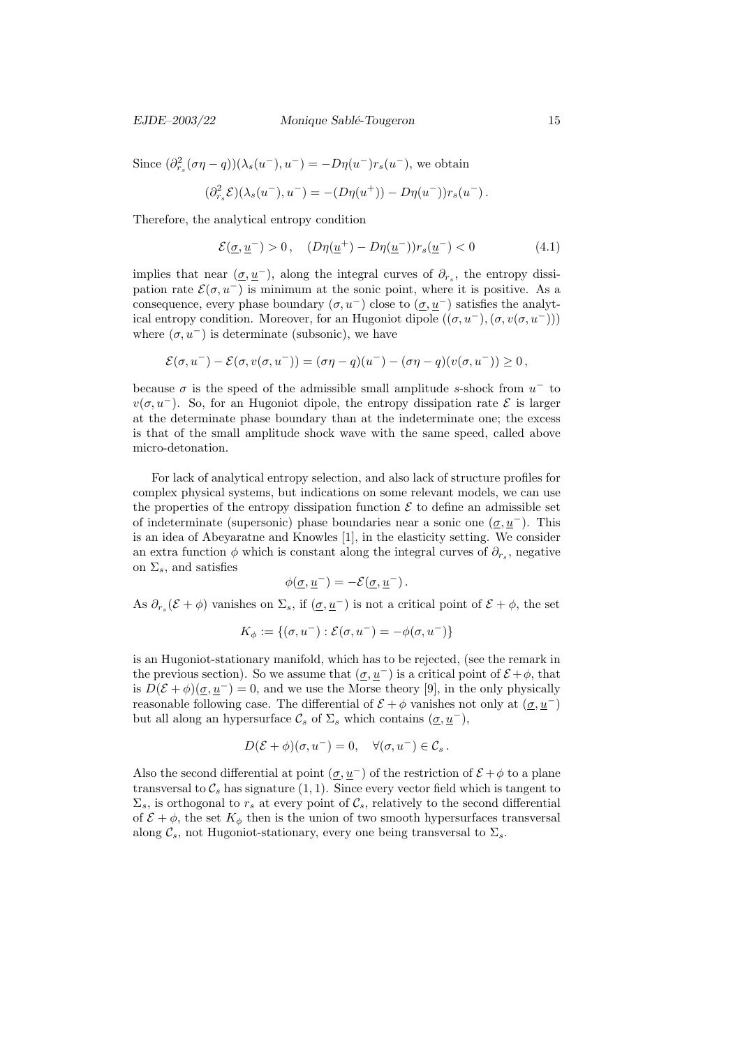Since $(\partial^2_{r_s}(\sigma\eta - q))(\lambda_s(u^-), u^-) = -D\eta(u^-)r_s(u^-)$, we obtain

$$(\partial^2_{r_s}\mathcal{E})(\lambda_s(u^-), u^-) = -(D\eta(u^+)) - D\eta(u^-))r_s(u^-)\,.$$

Therefore, the analytical entropy condition

$$\mathcal{E}(\underline{\sigma}, \underline{u}^-) > 0\,, \quad (D\eta(\underline{u}^+) - D\eta(\underline{u}^-))r_s(\underline{u}^-) < 0 \tag{4.1}$$

implies that near $(\underline{\sigma}, \underline{u}^-)$, along the integral curves of $\partial_{r_s}$, the entropy dissipation rate $\mathcal{E}(\sigma, u^-)$ is minimum at the sonic point, where it is positive. As a consequence, every phase boundary $(\sigma, u^-)$ close to $(\underline{\sigma}, \underline{u}^-)$ satisfies the analytical entropy condition. Moreover, for an Hugoniot dipole $((\sigma, u^-), (\sigma, v(\sigma, u^-)))$ where $(\sigma, u^-)$ is determinate (subsonic), we have

$$\mathcal{E}(\sigma, u^-) - \mathcal{E}(\sigma, v(\sigma, u^-)) = (\sigma\eta - q)(u^-) - (\sigma\eta - q)(v(\sigma, u^-)) \geq 0\,,$$

because $\sigma$ is the speed of the admissible small amplitude $s$-shock from $u^-$ to $v(\sigma, u^-)$. So, for an Hugoniot dipole, the entropy dissipation rate $\mathcal{E}$ is larger at the determinate phase boundary than at the indeterminate one; the excess is that of the small amplitude shock wave with the same speed, called above micro-detonation.

For lack of analytical entropy selection, and also lack of structure profiles for complex physical systems, but indications on some relevant models, we can use the properties of the entropy dissipation function $\mathcal{E}$ to define an admissible set of indeterminate (supersonic) phase boundaries near a sonic one $(\underline{\sigma}, \underline{u}^-)$. This is an idea of Abeyaratne and Knowles [1], in the elasticity setting. We consider an extra function $\phi$ which is constant along the integral curves of $\partial_{r_s}$, negative on $\Sigma_s$, and satisfies

$$\phi(\underline{\sigma}, \underline{u}^-) = -\mathcal{E}(\underline{\sigma}, \underline{u}^-)\,.$$

As $\partial_{r_s}(\mathcal{E} + \phi)$ vanishes on $\Sigma_s$, if $(\underline{\sigma}, \underline{u}^-)$ is not a critical point of $\mathcal{E} + \phi$, the set

$$K_\phi := \{(\sigma, u^-) : \mathcal{E}(\sigma, u^-) = -\phi(\sigma, u^-)\}$$

is an Hugoniot-stationary manifold, which has to be rejected, (see the remark in the previous section). So we assume that $(\underline{\sigma}, \underline{u}^-)$ is a critical point of $\mathcal{E} + \phi$, that is $D(\mathcal{E} + \phi)(\underline{\sigma}, \underline{u}^-) = 0$, and we use the Morse theory [9], in the only physically reasonable following case. The differential of $\mathcal{E} + \phi$ vanishes not only at $(\underline{\sigma}, \underline{u}^-)$ but all along an hypersurface $\mathcal{C}_s$ of $\Sigma_s$ which contains $(\underline{\sigma}, \underline{u}^-)$,

$$D(\mathcal{E} + \phi)(\sigma, u^-) = 0, \quad \forall (\sigma, u^-) \in \mathcal{C}_s\,.$$

Also the second differential at point $(\underline{\sigma}, \underline{u}^-)$ of the restriction of $\mathcal{E} + \phi$ to a plane transversal to $\mathcal{C}_s$ has signature $(1, 1)$. Since every vector field which is tangent to $\Sigma_s$, is orthogonal to $r_s$ at every point of $\mathcal{C}_s$, relatively to the second differential of $\mathcal{E} + \phi$, the set $K_\phi$ then is the union of two smooth hypersurfaces transversal along $\mathcal{C}_s$, not Hugoniot-stationary, every one being transversal to $\Sigma_s$.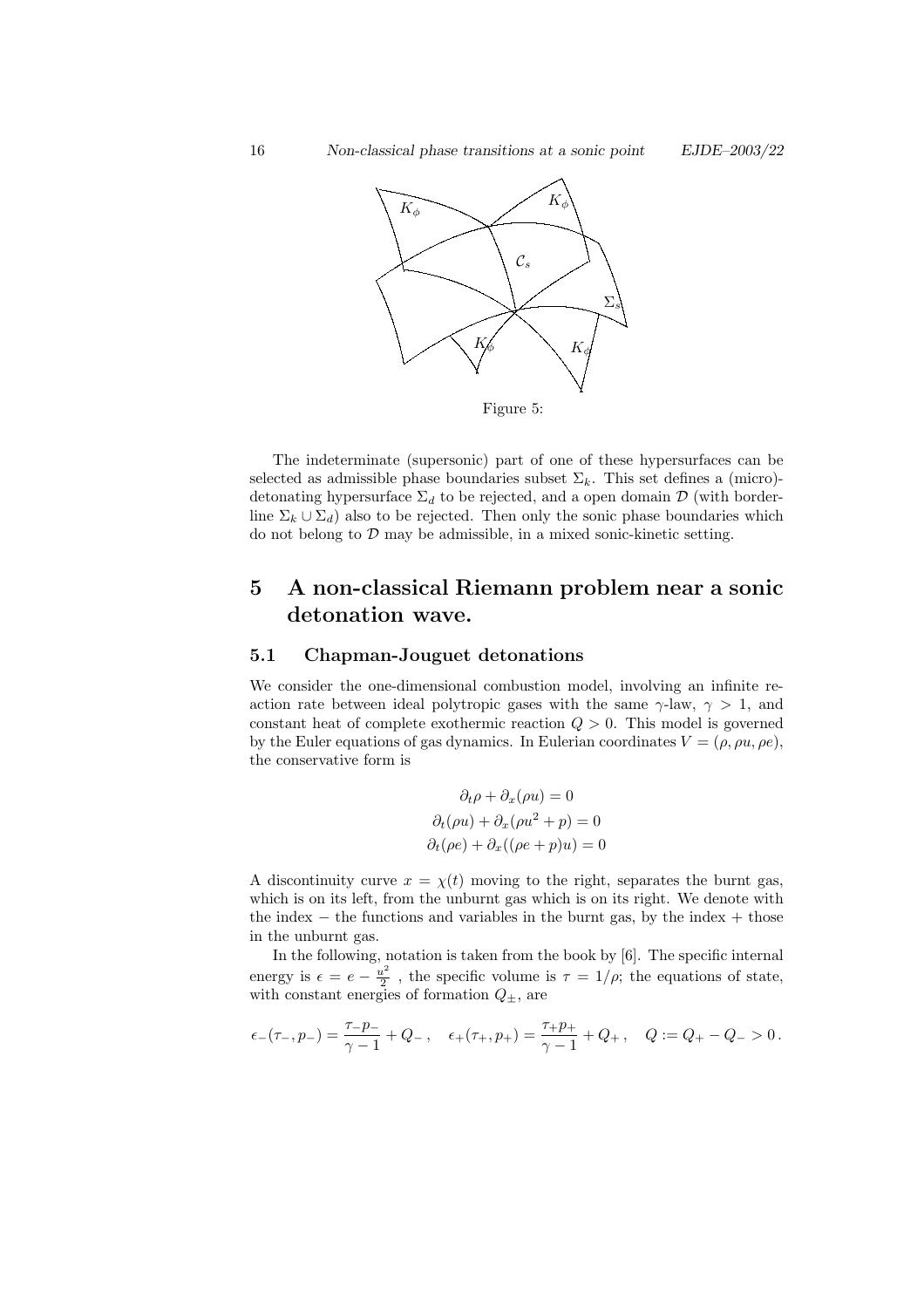Figure 5:

The indeterminate (supersonic) part of one of these hypersurfaces can be selected as admissible phase boundaries subset $\Sigma_k$. This set defines a (micro)-detonating hypersurface $\Sigma_d$ to be rejected, and a open domain $\mathcal{D}$ (with borderline $\Sigma_k \cup \Sigma_d$) also to be rejected. Then only the sonic phase boundaries which do not belong to $\mathcal{D}$ may be admissible, in a mixed sonic-kinetic setting.

# 5 A non-classical Riemann problem near a sonic detonation wave.

## 5.1 Chapman-Jouguet detonations

We consider the one-dimensional combustion model, involving an infinite reaction rate between ideal polytropic gases with the same $\gamma$-law, $\gamma > 1$, and constant heat of complete exothermic reaction $Q > 0$. This model is governed by the Euler equations of gas dynamics. In Eulerian coordinates $V = (\rho, \rho u, \rho e)$, the conservative form is

$$
\begin{aligned}
\partial_t \rho + \partial_x(\rho u) &= 0 \\
\partial_t(\rho u) + \partial_x(\rho u^2 + p) &= 0 \\
\partial_t(\rho e) + \partial_x((\rho e + p)u) &= 0
\end{aligned}
$$

A discontinuity curve $x = \chi(t)$ moving to the right, separates the burnt gas, which is on its left, from the unburnt gas which is on its right. We denote with the index $-$ the functions and variables in the burnt gas, by the index $+$ those in the unburnt gas.

In the following, notation is taken from the book by [6]. The specific internal energy is $\epsilon = e - \frac{u^2}{2}$ , the specific volume is $\tau = 1/\rho$; the equations of state, with constant energies of formation $Q_\pm$, are

$$
\epsilon_-(\tau_-, p_-) = \frac{\tau_- p_-}{\gamma - 1} + Q_-\,, \quad \epsilon_+(\tau_+, p_+) = \frac{\tau_+ p_+}{\gamma - 1} + Q_+\,, \quad Q := Q_+ - Q_- > 0\,.
$$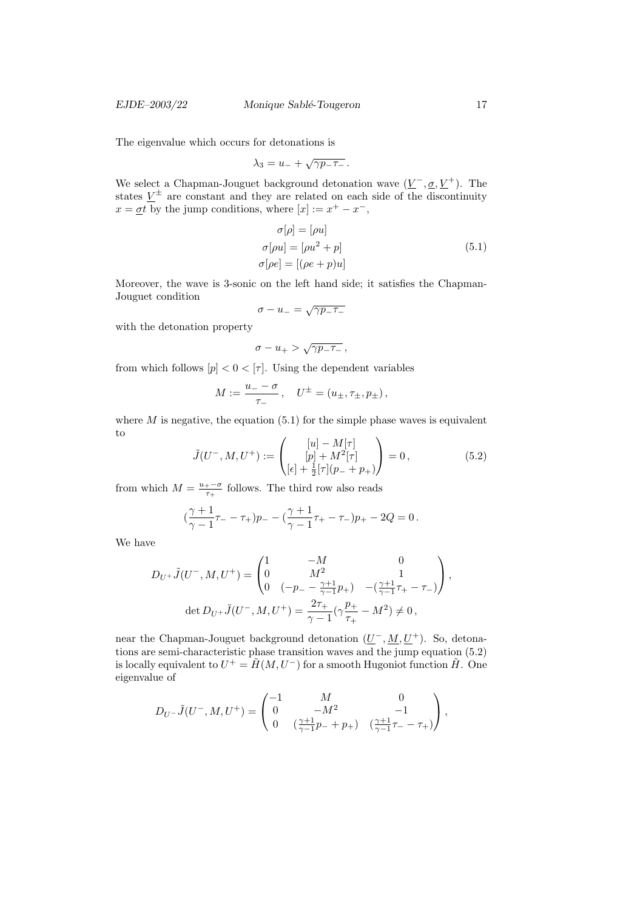The eigenvalue which occurs for detonations is

$$\lambda_3 = u_- + \sqrt{\gamma p_- \tau_-}\,.$$

We select a Chapman-Jouguet background detonation wave $(\underline{V}^-, \underline{\sigma}, \underline{V}^+)$. The states $\underline{V}^\pm$ are constant and they are related on each side of the discontinuity $x = \underline{\sigma} t$ by the jump conditions, where $[x] := x^+ - x^-$,

$$\begin{aligned}
\sigma[\rho] &= [\rho u] \\
\sigma[\rho u] &= [\rho u^2 + p] \\
\sigma[\rho e] &= [(\rho e + p) u]
\end{aligned} \tag{5.1}$$

Moreover, the wave is 3-sonic on the left hand side; it satisfies the Chapman-Jouguet condition

$$\sigma - u_- = \sqrt{\gamma p_- \tau_-}$$

with the detonation property

$$\sigma - u_+ > \sqrt{\gamma p_- \tau_-}\,,$$

from which follows $[p] < 0 < [\tau]$. Using the dependent variables

$$M := \frac{u_- - \sigma}{\tau_-}\,, \quad U^\pm = (u_\pm, \tau_\pm, p_\pm)\,,$$

where $M$ is negative, the equation (5.1) for the simple phase waves is equivalent to

$$\tilde{J}(U^-, M, U^+) := \begin{pmatrix} [u] - M[\tau] \\ [p] + M^2[\tau] \\ [\epsilon] + \frac{1}{2}[\tau](p_- + p_+) \end{pmatrix} = 0\,, \tag{5.2}$$

from which $M = \frac{u_+ - \sigma}{\tau_+}$ follows. The third row also reads

$$\Big(\frac{\gamma+1}{\gamma-1}\tau_- - \tau_+\Big)p_- - \Big(\frac{\gamma+1}{\gamma-1}\tau_+ - \tau_-\Big)p_+ - 2Q = 0\,.$$

We have

$$D_{U^+}\tilde{J}(U^-, M, U^+) = \begin{pmatrix} 1 & -M & 0 \\ 0 & M^2 & 1 \\ 0 & (-p_- - \frac{\gamma+1}{\gamma-1}p_+) & -(\frac{\gamma+1}{\gamma-1}\tau_+ - \tau_-) \end{pmatrix},$$

$$\det D_{U^+}\tilde{J}(U^-, M, U^+) = \frac{2\tau_+}{\gamma-1}\Big(\gamma\frac{p_+}{\tau_+} - M^2\Big) \neq 0\,,$$

near the Chapman-Jouguet background detonation $(\underline{U}^-, \underline{M}, \underline{U}^+)$. So, detonations are semi-characteristic phase transition waves and the jump equation (5.2) is locally equivalent to $U^+ = \tilde{H}(M, U^-)$ for a smooth Hugoniot function $\tilde{H}$. One eigenvalue of

$$D_{U^-}\tilde{J}(U^-, M, U^+) = \begin{pmatrix} -1 & M & 0 \\ 0 & -M^2 & -1 \\ 0 & (\frac{\gamma+1}{\gamma-1}p_- + p_+) & (\frac{\gamma+1}{\gamma-1}\tau_- - \tau_+) \end{pmatrix},$$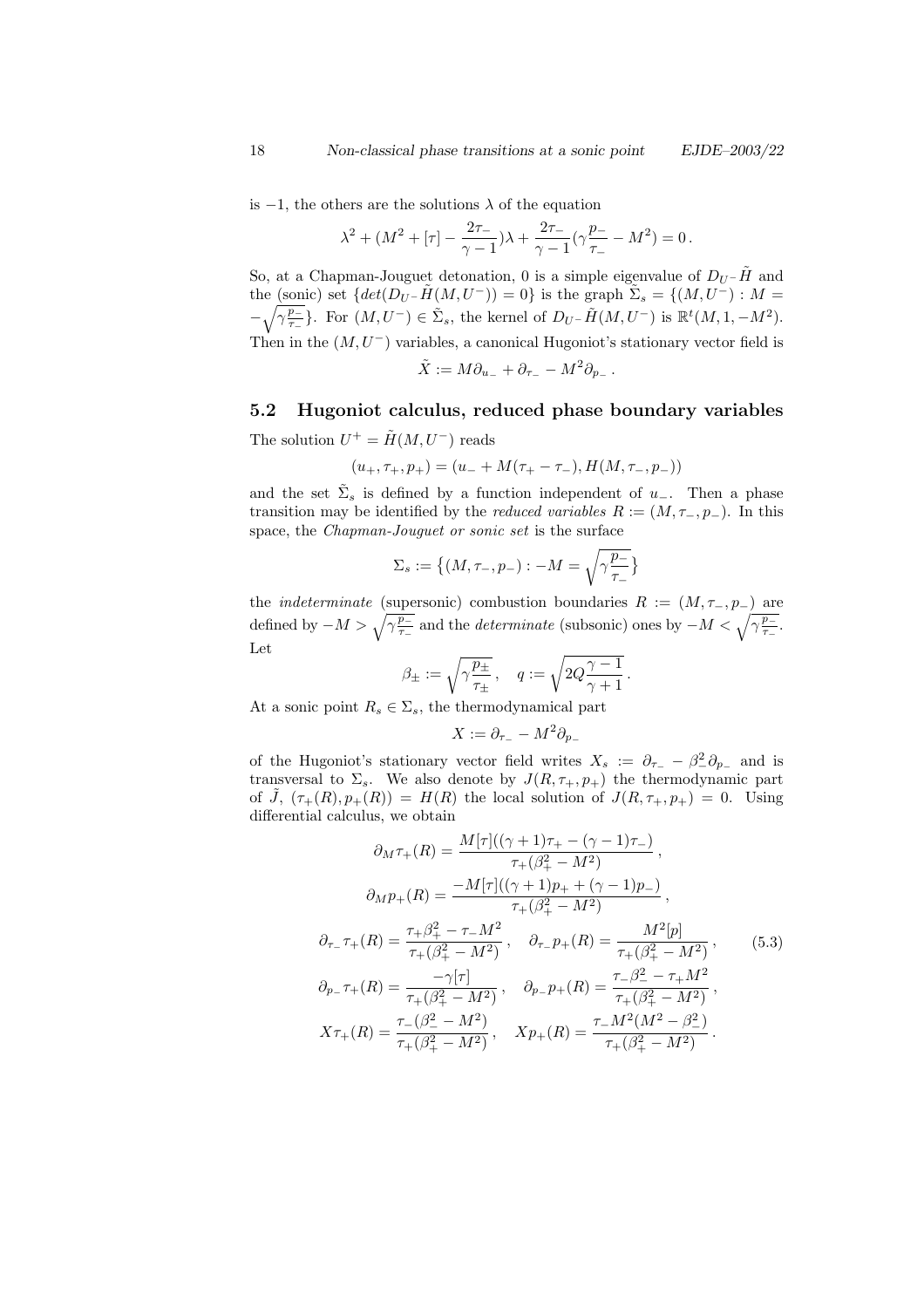is $-1$, the others are the solutions $\lambda$ of the equation

$$\lambda^2 + (M^2 + [\tau] - \frac{2\tau_-}{\gamma - 1})\lambda + \frac{2\tau_-}{\gamma - 1}(\gamma \frac{p_-}{\tau_-} - M^2) = 0\,.$$

So, at a Chapman-Jouguet detonation, 0 is a simple eigenvalue of $D_{U^-}\tilde{H}$ and the (sonic) set $\{det(D_{U^-}\tilde{H}(M,U^-)) = 0\}$ is the graph $\tilde{\Sigma}_s = \{(M,U^-) : M = -\sqrt{\gamma \frac{p_-}{\tau_-}}\}$. For $(M,U^-) \in \tilde{\Sigma}_s$, the kernel of $D_{U^-}\tilde{H}(M,U^-)$ is $\mathbb{R}^t(M,1,-M^2)$. Then in the $(M,U^-)$ variables, a canonical Hugoniot's stationary vector field is

$$\tilde{X} := M\partial_{u_-} + \partial_{\tau_-} - M^2\partial_{p_-}\,.$$

## 5.2 Hugoniot calculus, reduced phase boundary variables

The solution $U^+ = \tilde{H}(M,U^-)$ reads

$$(u_+, \tau_+, p_+) = (u_- + M(\tau_+ - \tau_-), H(M, \tau_-, p_-))$$

and the set $\tilde{\Sigma}_s$ is defined by a function independent of $u_-$. Then a phase transition may be identified by the *reduced variables* $R := (M, \tau_-, p_-)$. In this space, the *Chapman-Jouguet or sonic set* is the surface

$$\Sigma_s := \big\{(M, \tau_-, p_-) : -M = \sqrt{\gamma \frac{p_-}{\tau_-}}\big\}$$

the *indeterminate* (supersonic) combustion boundaries $R := (M, \tau_-, p_-)$ are defined by $-M > \sqrt{\gamma \frac{p_-}{\tau_-}}$ and the *determinate* (subsonic) ones by $-M < \sqrt{\gamma \frac{p_-}{\tau_-}}$. Let

$$\beta_\pm := \sqrt{\gamma \frac{p_\pm}{\tau_\pm}}, \quad q := \sqrt{2Q\frac{\gamma - 1}{\gamma + 1}}\,.$$

At a sonic point $R_s \in \Sigma_s$, the thermodynamical part

$$X := \partial_{\tau_-} - M^2\partial_{p_-}$$

of the Hugoniot's stationary vector field writes $X_s := \partial_{\tau_-} - \beta_-^2\partial_{p_-}$ and is transversal to $\Sigma_s$. We also denote by $J(R, \tau_+, p_+)$ the thermodynamic part of $\tilde{J}$, $(\tau_+(R), p_+(R)) = H(R)$ the local solution of $J(R, \tau_+, p_+) = 0$. Using differential calculus, we obtain

$$\begin{gathered}
\partial_M \tau_+(R) = \frac{M[\tau]((\gamma + 1)\tau_+ - (\gamma - 1)\tau_-)}{\tau_+(\beta_+^2 - M^2)}\,, \\
\partial_M p_+(R) = \frac{-M[\tau]((\gamma + 1)p_+ + (\gamma - 1)p_-)}{\tau_+(\beta_+^2 - M^2)}\,, \\
\partial_{\tau_-}\tau_+(R) = \frac{\tau_+\beta_+^2 - \tau_- M^2}{\tau_+(\beta_+^2 - M^2)}\,, \quad \partial_{\tau_-}p_+(R) = \frac{M^2[p]}{\tau_+(\beta_+^2 - M^2)}\,, \\
\partial_{p_-}\tau_+(R) = \frac{-\gamma[\tau]}{\tau_+(\beta_+^2 - M^2)}\,, \quad \partial_{p_-}p_+(R) = \frac{\tau_-\beta_-^2 - \tau_+ M^2}{\tau_+(\beta_+^2 - M^2)}\,, \\
X\tau_+(R) = \frac{\tau_-(\beta_-^2 - M^2)}{\tau_+(\beta_+^2 - M^2)}\,, \quad Xp_+(R) = \frac{\tau_- M^2(M^2 - \beta_-^2)}{\tau_+(\beta_+^2 - M^2)}\,.
\end{gathered} \tag{5.3}$$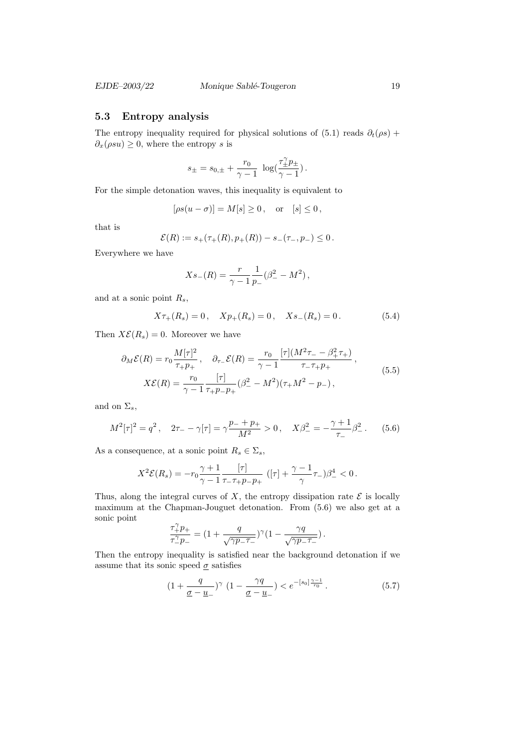### 5.3 Entropy analysis

The entropy inequality required for physical solutions of (5.1) reads $\partial_t(\rho s) + \partial_x(\rho s u) \geq 0$, where the entropy $s$ is

$$s_\pm = s_{0,\pm} + \frac{r_0}{\gamma - 1}\ \log(\frac{\tau_\pm^\gamma p_\pm}{\gamma - 1})\,.$$

For the simple detonation waves, this inequality is equivalent to

$$[\rho s(u-\sigma)] = M[s] \geq 0\,, \quad \text{or} \quad [s] \leq 0\,,$$

that is

$$\mathcal{E}(R) := s_+(\tau_+(R), p_+(R)) - s_-(\tau_-, p_-) \leq 0\,.$$

Everywhere we have

$$Xs_-(R) = \frac{r}{\gamma - 1}\frac{1}{p_-}(\beta_-^2 - M^2)\,,$$

and at a sonic point $R_s$,

$$X\tau_+(R_s) = 0\,, \quad Xp_+(R_s) = 0\,, \quad Xs_-(R_s) = 0\,. \tag{5.4}$$

Then $X\mathcal{E}(R_s) = 0$. Moreover we have

$$\begin{gathered}
\partial_M \mathcal{E}(R) = r_0 \frac{M[\tau]^2}{\tau_+ p_+}\,, \quad \partial_{\tau_-}\mathcal{E}(R) = \frac{r_0}{\gamma - 1}\frac{[\tau](M^2\tau_- - \beta_+^2\tau_+)}{\tau_-\tau_+p_+}\,, \\
X\mathcal{E}(R) = \frac{r_0}{\gamma - 1}\frac{[\tau]}{\tau_+p_-p_+}(\beta_-^2 - M^2)(\tau_+M^2 - p_-)\,,
\end{gathered} \tag{5.5}$$

and on $\Sigma_s$,

$$M^2[\tau]^2 = q^2\,, \quad 2\tau_- - \gamma[\tau] = \gamma\frac{p_- + p_+}{M^2} > 0\,, \quad X\beta_-^2 = -\frac{\gamma+1}{\tau_-}\beta_-^2\,. \tag{5.6}$$

As a consequence, at a sonic point $R_s \in \Sigma_s$,

$$X^2\mathcal{E}(R_s) = -r_0\frac{\gamma + 1}{\gamma - 1}\frac{[\tau]}{\tau_-\tau_+p_-p_+}\ ([\tau] + \frac{\gamma - 1}{\gamma}\tau_-)\beta_-^4 < 0\,.$$

Thus, along the integral curves of $X$, the entropy dissipation rate $\mathcal{E}$ is locally maximum at the Chapman-Jouguet detonation. From (5.6) we also get at a sonic point

$$\frac{\tau_+^\gamma p_+}{\tau_-^\gamma p_-} = (1 + \frac{q}{\sqrt{\gamma p_-\tau_-}})^\gamma(1 - \frac{\gamma q}{\sqrt{\gamma p_-\tau_-}})\,.$$

Then the entropy inequality is satisfied near the background detonation if we assume that its sonic speed $\underline{\sigma}$ satisfies

$$(1 + \frac{q}{\underline{\sigma} - \underline{u}_-})^\gamma\ (1 - \frac{\gamma q}{\underline{\sigma} - \underline{u}_-}) < e^{-[s_0]\frac{\gamma - 1}{r_0}}\,. \tag{5.7}$$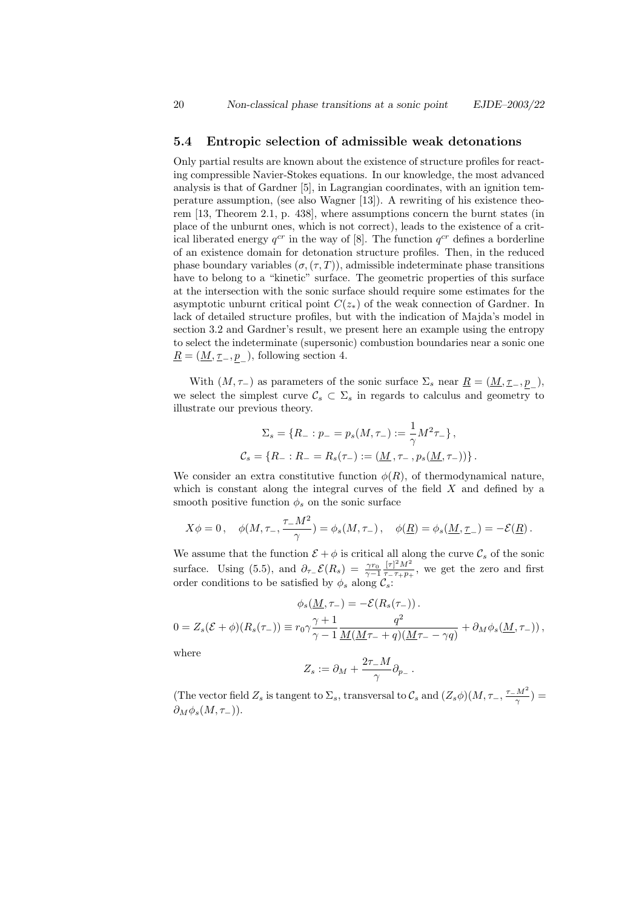### 5.4 Entropic selection of admissible weak detonations

Only partial results are known about the existence of structure profiles for reacting compressible Navier-Stokes equations. In our knowledge, the most advanced analysis is that of Gardner [5], in Lagrangian coordinates, with an ignition temperature assumption, (see also Wagner [13]). A rewriting of his existence theorem [13, Theorem 2.1, p. 438], where assumptions concern the burnt states (in place of the unburnt ones, which is not correct), leads to the existence of a critical liberated energy $q^{cr}$ in the way of [8]. The function $q^{cr}$ defines a borderline of an existence domain for detonation structure profiles. Then, in the reduced phase boundary variables $(\sigma, (\tau, T))$, admissible indeterminate phase transitions have to belong to a "kinetic" surface. The geometric properties of this surface at the intersection with the sonic surface should require some estimates for the asymptotic unburnt critical point $C(z_*)$ of the weak connection of Gardner. In lack of detailed structure profiles, but with the indication of Majda's model in section 3.2 and Gardner's result, we present here an example using the entropy to select the indeterminate (supersonic) combustion boundaries near a sonic one $\underline{R} = (\underline{M}, \underline{\tau}_-, \underline{p}_-)$, following section 4.

With $(M, \tau_-)$ as parameters of the sonic surface $\Sigma_s$ near $\underline{R} = (\underline{M}, \underline{\tau}_-, \underline{p}_-)$, we select the simplest curve $\mathcal{C}_s \subset \Sigma_s$ in regards to calculus and geometry to illustrate our previous theory.

$$
\Sigma_s = \{R_- : p_- = p_s(M, \tau_-) := \frac{1}{\gamma} M^2 \tau_-\},
$$

$$
\mathcal{C}_s = \{R_- : R_- = R_s(\tau_-) := (\underline{M}\,, \tau_-\,, p_s(\underline{M}, \tau_-))\}.
$$

We consider an extra constitutive function $\phi(R)$, of thermodynamical nature, which is constant along the integral curves of the field $X$ and defined by a smooth positive function $\phi_s$ on the sonic surface

$$
X\phi = 0\,, \quad \phi(M, \tau_-, \frac{\tau_- M^2}{\gamma}) = \phi_s(M, \tau_-)\,, \quad \phi(\underline{R}) = \phi_s(\underline{M}, \underline{\tau}_-) = -\mathcal{E}(\underline{R})\,.
$$

We assume that the function $\mathcal{E} + \phi$ is critical all along the curve $\mathcal{C}_s$ of the sonic surface. Using (5.5), and $\partial_{\tau_-}\mathcal{E}(R_s) = \frac{\gamma r_0}{\gamma - 1} \frac{[\tau]^2 M^2}{\tau_- \tau_+ p_+}$, we get the zero and first order conditions to be satisfied by $\phi_s$ along $\mathcal{C}_s$:

$$
\phi_s(\underline{M}, \tau_-) = -\mathcal{E}(R_s(\tau_-))\,.
$$

$$
0 = Z_s(\mathcal{E} + \phi)(R_s(\tau_-)) \equiv r_0 \gamma \frac{\gamma + 1}{\gamma - 1} \frac{q^2}{\underline{M}(\underline{M}\tau_- + q)(\underline{M}\tau_- - \gamma q)} + \partial_M \phi_s(\underline{M}, \tau_-))\,,
$$

where

$$
Z_s := \partial_M + \frac{2\tau_- M}{\gamma} \partial_{p_-}\,.
$$

(The vector field $Z_s$ is tangent to $\Sigma_s$, transversal to $\mathcal{C}_s$ and $(Z_s\phi)(M, \tau_-, \frac{\tau_- M^2}{\gamma}) = \partial_M \phi_s(M, \tau_-)$).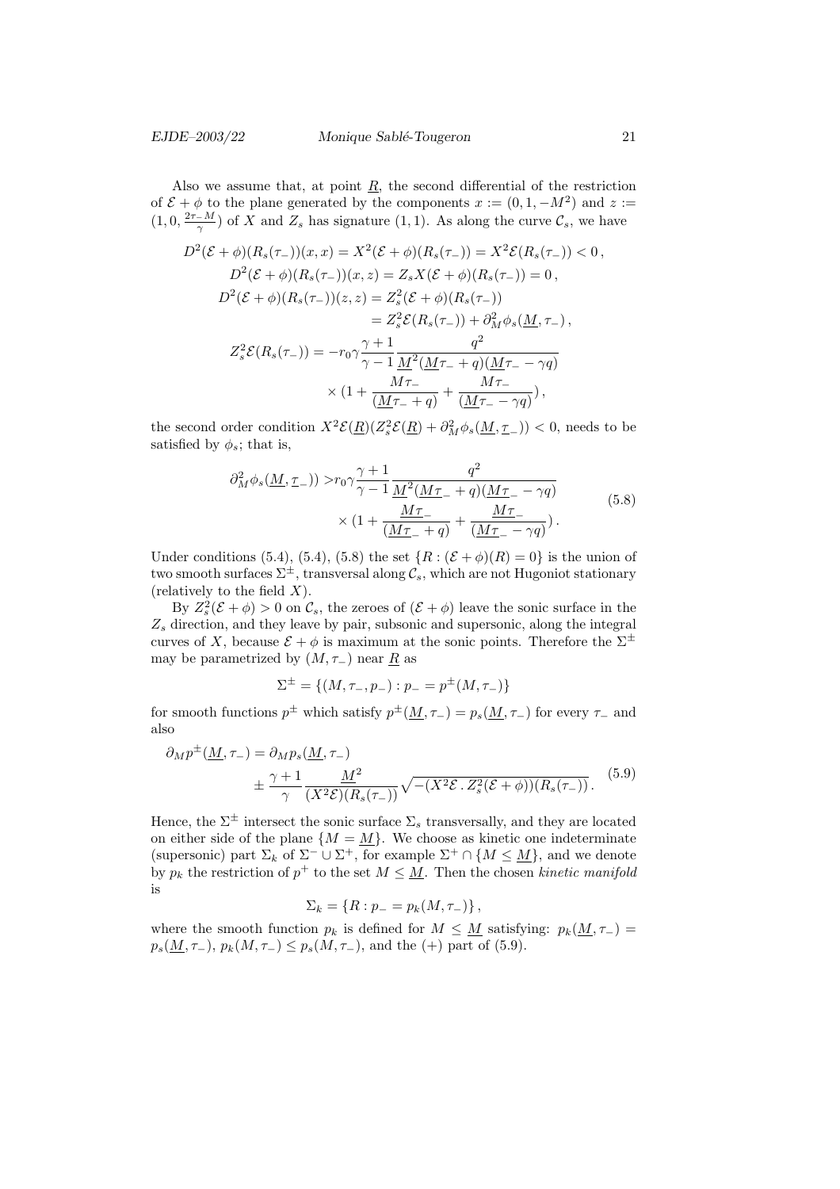Also we assume that, at point $\underline{R}$, the second differential of the restriction of $\mathcal{E}+\phi$ to the plane generated by the components $x := (0, 1, -M^2)$ and $z := (1, 0, \frac{2\tau_- M}{\gamma})$ of $X$ and $Z_s$ has signature $(1,1)$. As along the curve $\mathcal{C}_s$, we have

$$
\begin{aligned}
D^2(\mathcal{E}+\phi)(R_s(\tau_-))(x,x) &= X^2(\mathcal{E}+\phi)(R_s(\tau_-)) = X^2\mathcal{E}(R_s(\tau_-)) < 0\,,\\
D^2(\mathcal{E}+\phi)(R_s(\tau_-))(x,z) &= Z_sX(\mathcal{E}+\phi)(R_s(\tau_-)) = 0\,,\\
D^2(\mathcal{E}+\phi)(R_s(\tau_-))(z,z) &= Z_s^2(\mathcal{E}+\phi)(R_s(\tau_-))\\
&= Z_s^2\mathcal{E}(R_s(\tau_-)) + \partial_M^2\phi_s(\underline{M},\tau_-)\,,\\
Z_s^2\mathcal{E}(R_s(\tau_-)) &= -r_0\gamma\frac{\gamma+1}{\gamma-1}\frac{q^2}{\underline{M}^2(\underline{M}\tau_- + q)(\underline{M}\tau_- - \gamma q)}\\
&\quad\times\Big(1 + \frac{M\tau_-}{(\underline{M}\tau_- + q)} + \frac{M\tau_-}{(\underline{M}\tau_- - \gamma q)}\Big)\,,
\end{aligned}
$$

the second order condition $X^2\mathcal{E}(\underline{R})(Z_s^2\mathcal{E}(\underline{R}) + \partial_M^2\phi_s(\underline{M},\underline{\tau}_-)) < 0$, needs to be satisfied by $\phi_s$; that is,

$$
\begin{aligned}
\partial_M^2\phi_s(\underline{M},\underline{\tau}_-)) &> r_0\gamma\frac{\gamma+1}{\gamma-1}\frac{q^2}{\underline{M}^2(\underline{M\tau}_- + q)(\underline{M\tau}_- - \gamma q)}\\
&\quad\times\Big(1 + \frac{\underline{M\tau}_-}{(\underline{M\tau}_- + q)} + \frac{\underline{M\tau}_-}{(\underline{M\tau}_- - \gamma q)}\Big)\,.
\end{aligned}
\tag{5.8}
$$

Under conditions (5.4), (5.4), (5.8) the set $\{R : (\mathcal{E}+\phi)(R) = 0\}$ is the union of two smooth surfaces $\Sigma^{\pm}$, transversal along $\mathcal{C}_s$, which are not Hugoniot stationary (relatively to the field $X$).

By $Z_s^2(\mathcal{E}+\phi) > 0$ on $\mathcal{C}_s$, the zeroes of $(\mathcal{E}+\phi)$ leave the sonic surface in the $Z_s$ direction, and they leave by pair, subsonic and supersonic, along the integral curves of $X$, because $\mathcal{E}+\phi$ is maximum at the sonic points. Therefore the $\Sigma^{\pm}$ may be parametrized by $(M,\tau_-)$ near $\underline{R}$ as

$$
\Sigma^{\pm} = \{(M,\tau_-,p_-) : p_- = p^{\pm}(M,\tau_-)\}
$$

for smooth functions $p^{\pm}$ which satisfy $p^{\pm}(\underline{M},\tau_-) = p_s(\underline{M},\tau_-)$ for every $\tau_-$ and also

$$
\begin{aligned}
\partial_M p^{\pm}(\underline{M},\tau_-) &= \partial_M p_s(\underline{M},\tau_-)\\
&\quad\pm\frac{\gamma+1}{\gamma}\frac{\underline{M}^2}{(X^2\mathcal{E})(R_s(\tau_-))}\sqrt{-(X^2\mathcal{E}\,.\,Z_s^2(\mathcal{E}+\phi))(R_s(\tau_-))}\,.
\end{aligned}
\tag{5.9}
$$

Hence, the $\Sigma^{\pm}$ intersect the sonic surface $\Sigma_s$ transversally, and they are located on either side of the plane $\{M = \underline{M}\}$. We choose as kinetic one indeterminate (supersonic) part $\Sigma_k$ of $\Sigma^- \cup \Sigma^+$, for example $\Sigma^+ \cap \{M \le \underline{M}\}$, and we denote by $p_k$ the restriction of $p^+$ to the set $M \le \underline{M}$. Then the chosen *kinetic manifold* is

$$
\Sigma_k = \{R : p_- = p_k(M,\tau_-)\}\,,
$$

where the smooth function $p_k$ is defined for $M \le \underline{M}$ satisfying: $p_k(\underline{M},\tau_-) = p_s(\underline{M},\tau_-)$, $p_k(M,\tau_-) \le p_s(M,\tau_-)$, and the $(+)$ part of (5.9).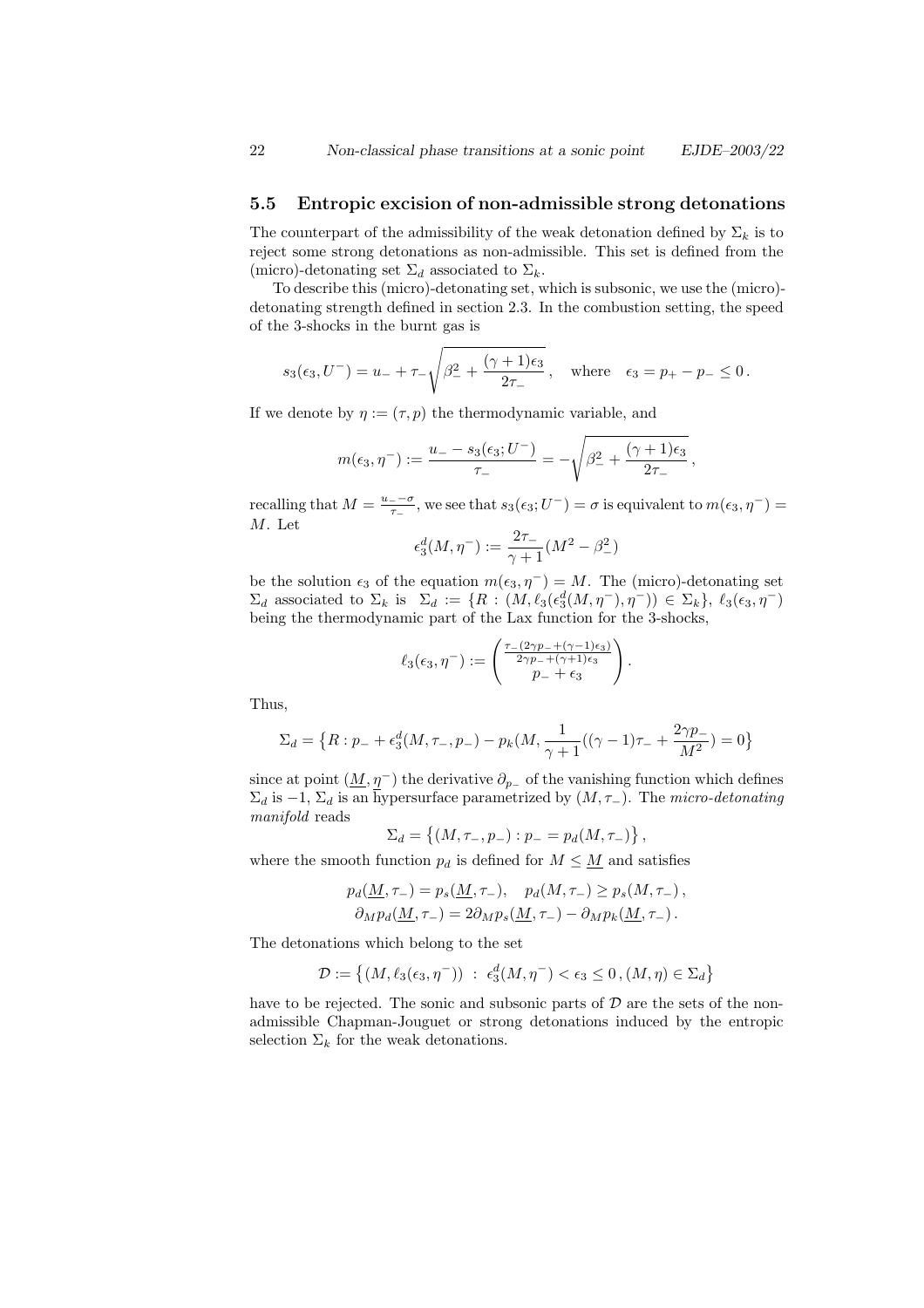### 5.5 Entropic excision of non-admissible strong detonations

The counterpart of the admissibility of the weak detonation defined by $\Sigma_k$ is to reject some strong detonations as non-admissible. This set is defined from the (micro)-detonating set $\Sigma_d$ associated to $\Sigma_k$.

To describe this (micro)-detonating set, which is subsonic, we use the (micro)-detonating strength defined in section 2.3. In the combustion setting, the speed of the 3-shocks in the burnt gas is

$$s_3(\epsilon_3, U^-) = u_- + \tau_- \sqrt{\beta_-^2 + \frac{(\gamma+1)\epsilon_3}{2\tau_-}}\,, \quad \text{where} \quad \epsilon_3 = p_+ - p_- \leq 0\,.$$

If we denote by $\eta := (\tau, p)$ the thermodynamic variable, and

$$m(\epsilon_3, \eta^-) := \frac{u_- - s_3(\epsilon_3; U^-)}{\tau_-} = -\sqrt{\beta_-^2 + \frac{(\gamma+1)\epsilon_3}{2\tau_-}}\,,$$

recalling that $M = \frac{u_- - \sigma}{\tau_-}$, we see that $s_3(\epsilon_3; U^-) = \sigma$ is equivalent to $m(\epsilon_3, \eta^-) = M$. Let

$$\epsilon_3^d(M, \eta^-) := \frac{2\tau_-}{\gamma+1}(M^2 - \beta_-^2)$$

be the solution $\epsilon_3$ of the equation $m(\epsilon_3, \eta^-) = M$. The (micro)-detonating set $\Sigma_d$ associated to $\Sigma_k$ is $\Sigma_d := \{R : (M, \ell_3(\epsilon_3^d(M, \eta^-), \eta^-)) \in \Sigma_k\}$, $\ell_3(\epsilon_3, \eta^-)$ being the thermodynamic part of the Lax function for the 3-shocks,

$$\ell_3(\epsilon_3, \eta^-) := \begin{pmatrix} \frac{\tau_-(2\gamma p_- + (\gamma-1)\epsilon_3)}{2\gamma p_- + (\gamma+1)\epsilon_3} \\ p_- + \epsilon_3 \end{pmatrix}.$$

Thus,

$$\Sigma_d = \big\{R : p_- + \epsilon_3^d(M, \tau_-, p_-) - p_k(M, \frac{1}{\gamma+1}((\gamma-1)\tau_- + \frac{2\gamma p_-}{M^2}) = 0\big\}$$

since at point $(\underline{M}, \underline{\eta}^-)$ the derivative $\partial_{p_-}$ of the vanishing function which defines $\Sigma_d$ is $-1$, $\Sigma_d$ is an hypersurface parametrized by $(M, \tau_-)$. The *micro-detonating manifold* reads

$$\Sigma_d = \big\{(M, \tau_-, p_-) : p_- = p_d(M, \tau_-)\big\}\,,$$

where the smooth function $p_d$ is defined for $M \leq \underline{M}$ and satisfies

$$\begin{gathered} p_d(\underline{M}, \tau_-) = p_s(\underline{M}, \tau_-), \quad p_d(M, \tau_-) \geq p_s(M, \tau_-)\,, \\ \partial_M p_d(\underline{M}, \tau_-) = 2\partial_M p_s(\underline{M}, \tau_-) - \partial_M p_k(\underline{M}, \tau_-)\,. \end{gathered}$$

The detonations which belong to the set

$$\mathcal{D} := \big\{(M, \ell_3(\epsilon_3, \eta^-)) \;:\; \epsilon_3^d(M, \eta^-) < \epsilon_3 \leq 0\,, (M, \eta) \in \Sigma_d\big\}$$

have to be rejected. The sonic and subsonic parts of $\mathcal{D}$ are the sets of the non-admissible Chapman-Jouguet or strong detonations induced by the entropic selection $\Sigma_k$ for the weak detonations.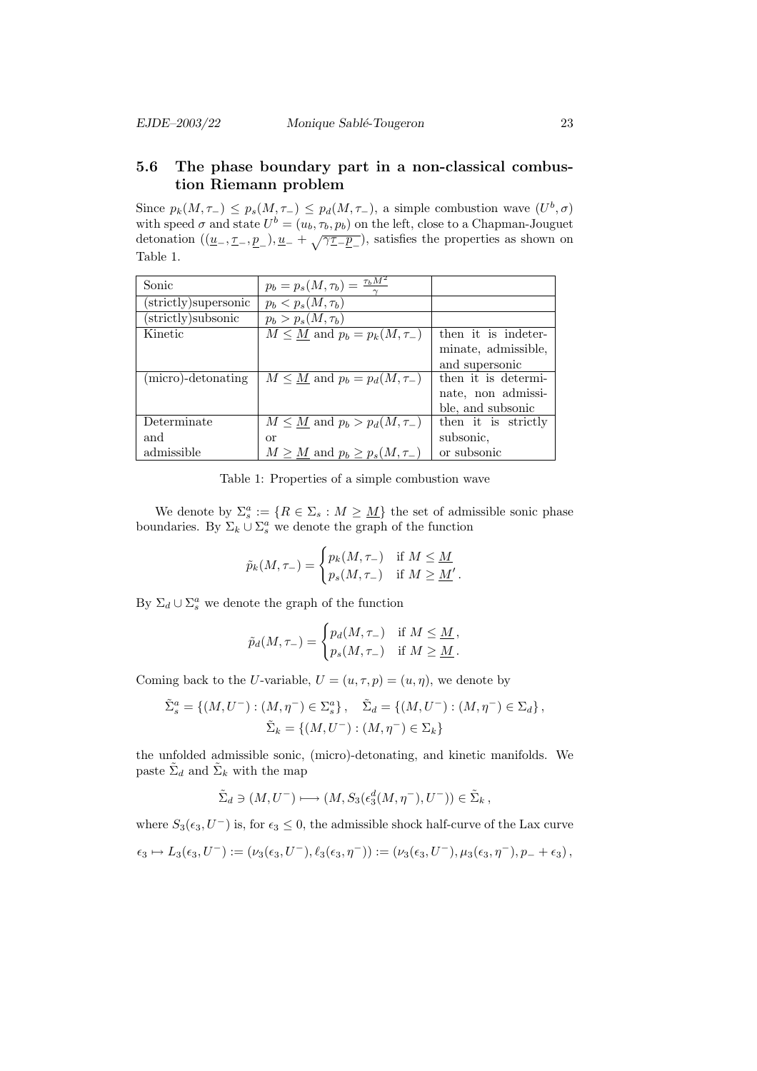### 5.6 The phase boundary part in a non-classical combustion Riemann problem

Since $p_k(M,\tau_-) \le p_s(M,\tau_-) \le p_d(M,\tau_-)$, a simple combustion wave $(U^b,\sigma)$ with speed $\sigma$ and state $U^b = (u_b,\tau_b,p_b)$ on the left, close to a Chapman-Jouguet detonation $((\underline{u}_-,\underline{\tau}_-,\underline{p}_-),\underline{u}_- + \sqrt{\gamma\underline{\tau}_-\underline{p}_-})$, satisfies the properties as shown on Table 1.

| Sonic | $p_b = p_s(M,\tau_b) = \frac{\tau_b M^2}{\gamma}$ | |
|---|---|---|
| (strictly)supersonic | $p_b < p_s(M,\tau_b)$ | |
| (strictly)subsonic | $p_b > p_s(M,\tau_b)$ | |
| Kinetic | $M \le \underline{M}$ and $p_b = p_k(M,\tau_-)$ | then it is indeterminate, admissible, and supersonic |
| (micro)-detonating | $M \le \underline{M}$ and $p_b = p_d(M,\tau_-)$ | then it is determinate, non admissible, and subsonic |
| Determinate and admissible | $M \le \underline{M}$ and $p_b > p_d(M,\tau_-)$ or $M \ge \underline{M}$ and $p_b \ge p_s(M,\tau_-)$ | then it is strictly subsonic, or subsonic |

Table 1: Properties of a simple combustion wave

We denote by $\Sigma_s^a := \{R \in \Sigma_s : M \ge \underline{M}\}$ the set of admissible sonic phase boundaries. By $\Sigma_k \cup \Sigma_s^a$ we denote the graph of the function

$$\tilde{p}_k(M,\tau_-) = \begin{cases} p_k(M,\tau_-) & \text{if } M \le \underline{M} \\ p_s(M,\tau_-) & \text{if } M \ge \underline{M}' \,. \end{cases}$$

By $\Sigma_d \cup \Sigma_s^a$ we denote the graph of the function

$$\tilde{p}_d(M,\tau_-) = \begin{cases} p_d(M,\tau_-) & \text{if } M \le \underline{M}\,, \\ p_s(M,\tau_-) & \text{if } M \ge \underline{M}\,. \end{cases}$$

Coming back to the $U$-variable, $U = (u,\tau,p) = (u,\eta)$, we denote by

$$\tilde{\Sigma}_s^a = \{(M,U^-) : (M,\eta^-) \in \Sigma_s^a\}\,, \quad \tilde{\Sigma}_d = \{(M,U^-) : (M,\eta^-) \in \Sigma_d\}\,,$$
$$\tilde{\Sigma}_k = \{(M,U^-) : (M,\eta^-) \in \Sigma_k\}$$

the unfolded admissible sonic, (micro)-detonating, and kinetic manifolds. We paste $\tilde{\Sigma}_d$ and $\tilde{\Sigma}_k$ with the map

$$\tilde{\Sigma}_d \ni (M,U^-) \longmapsto (M, S_3(\epsilon_3^d(M,\eta^-),U^-)) \in \tilde{\Sigma}_k\,,$$

where $S_3(\epsilon_3,U^-)$ is, for $\epsilon_3 \le 0$, the admissible shock half-curve of the Lax curve

$$\epsilon_3 \mapsto L_3(\epsilon_3,U^-) := (\nu_3(\epsilon_3,U^-),\ell_3(\epsilon_3,\eta^-)) := (\nu_3(\epsilon_3,U^-),\mu_3(\epsilon_3,\eta^-),p_- + \epsilon_3)\,,$$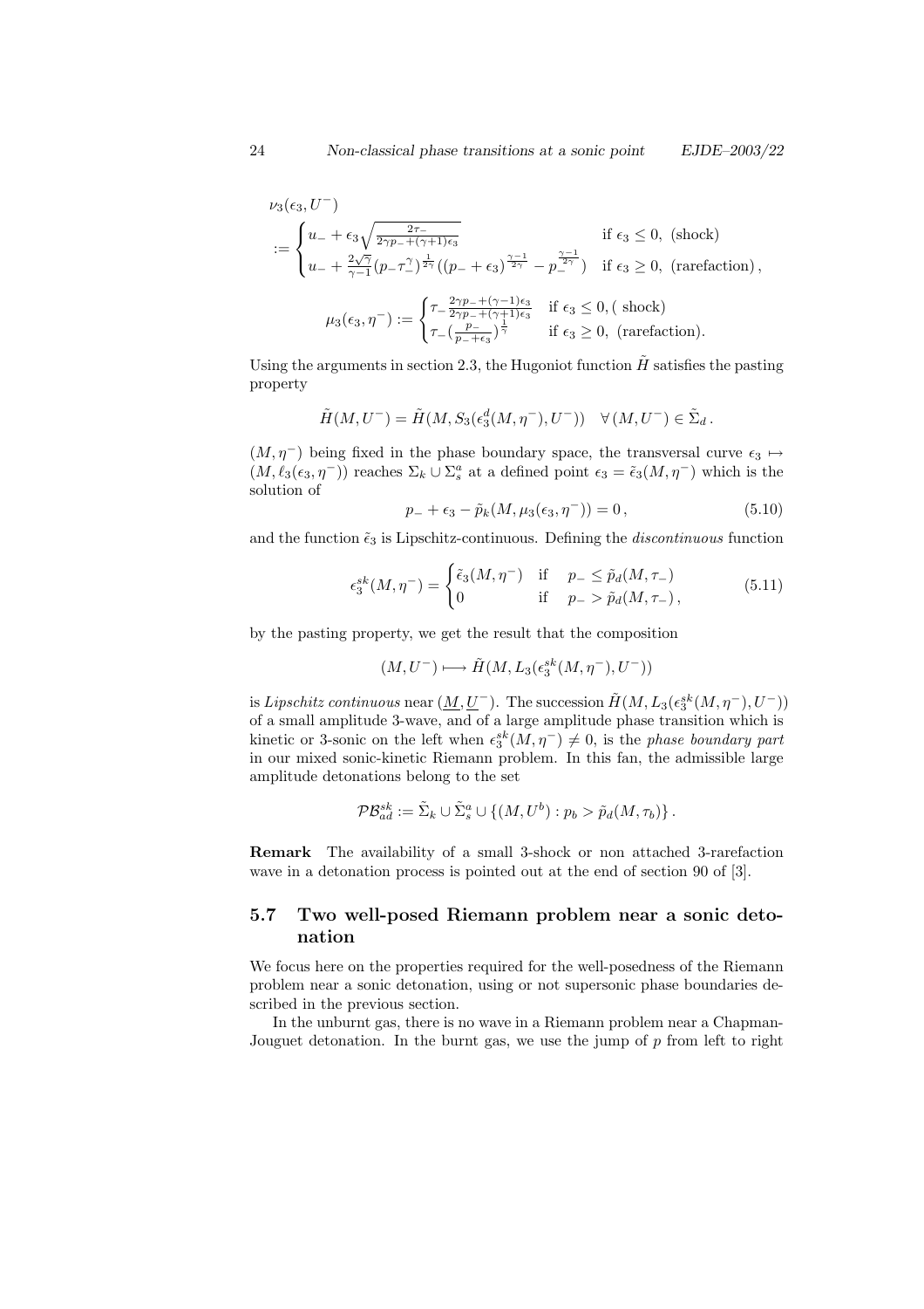$$\nu_3(\epsilon_3, U^-)$$

$$:= \begin{cases} u_- + \epsilon_3\sqrt{\frac{2\tau_-}{2\gamma p_- + (\gamma+1)\epsilon_3}} & \text{if } \epsilon_3 \le 0, \text{ (shock)} \\ u_- + \frac{2\sqrt{\gamma}}{\gamma-1}(p_-\tau_-^{\gamma})^{\frac{1}{2\gamma}}((p_- + \epsilon_3)^{\frac{\gamma-1}{2\gamma}} - p_-^{\frac{\gamma-1}{2\gamma}}) & \text{if } \epsilon_3 \ge 0, \text{ (rarefaction)}, \end{cases}$$

$$\mu_3(\epsilon_3, \eta^-) := \begin{cases} \tau_- \frac{2\gamma p_- + (\gamma-1)\epsilon_3}{2\gamma p_- + (\gamma+1)\epsilon_3} & \text{if } \epsilon_3 \le 0, \text{( shock)} \\ \tau_-(\frac{p_-}{p_- + \epsilon_3})^{\frac{1}{\gamma}} & \text{if } \epsilon_3 \ge 0, \text{ (rarefaction).} \end{cases}$$

Using the arguments in section 2.3, the Hugoniot function $\tilde{H}$ satisfies the pasting property

$$\tilde{H}(M, U^-) = \tilde{H}(M, S_3(\epsilon_3^d(M, \eta^-), U^-)) \quad \forall (M, U^-) \in \tilde{\Sigma}_d .$$

$(M, \eta^-)$ being fixed in the phase boundary space, the transversal curve $\epsilon_3 \mapsto (M, \ell_3(\epsilon_3, \eta^-))$ reaches $\Sigma_k \cup \Sigma_s^a$ at a defined point $\epsilon_3 = \tilde{\epsilon}_3(M, \eta^-)$ which is the solution of

$$p_- + \epsilon_3 - \tilde{p}_k(M, \mu_3(\epsilon_3, \eta^-)) = 0 , \tag{5.10}$$

and the function $\tilde{\epsilon}_3$ is Lipschitz-continuous. Defining the *discontinuous* function

$$\epsilon_3^{sk}(M, \eta^-) = \begin{cases} \tilde{\epsilon}_3(M, \eta^-) & \text{if} \quad p_- \le \tilde{p}_d(M, \tau_-) \\ 0 & \text{if} \quad p_- > \tilde{p}_d(M, \tau_-) , \end{cases} \tag{5.11}$$

by the pasting property, we get the result that the composition

$$(M, U^-) \longmapsto \tilde{H}(M, L_3(\epsilon_3^{sk}(M, \eta^-), U^-))$$

is *Lipschitz continuous* near $(\underline{M}, \underline{U^-})$. The succession $\tilde{H}(M, L_3(\epsilon_3^{sk}(M, \eta^-), U^-))$ of a small amplitude 3-wave, and of a large amplitude phase transition which is kinetic or 3-sonic on the left when $\epsilon_3^{sk}(M, \eta^-) \neq 0$, is the *phase boundary part* in our mixed sonic-kinetic Riemann problem. In this fan, the admissible large amplitude detonations belong to the set

$$\mathcal{PB}_{ad}^{sk} := \tilde{\Sigma}_k \cup \tilde{\Sigma}_s^a \cup \{(M, U^b) : p_b > \tilde{p}_d(M, \tau_b)\} .$$

**Remark** The availability of a small 3-shock or non attached 3-rarefaction wave in a detonation process is pointed out at the end of section 90 of [3].

## 5.7 Two well-posed Riemann problem near a sonic detonation

We focus here on the properties required for the well-posedness of the Riemann problem near a sonic detonation, using or not supersonic phase boundaries described in the previous section.

In the unburnt gas, there is no wave in a Riemann problem near a Chapman-Jouguet detonation. In the burnt gas, we use the jump of $p$ from left to right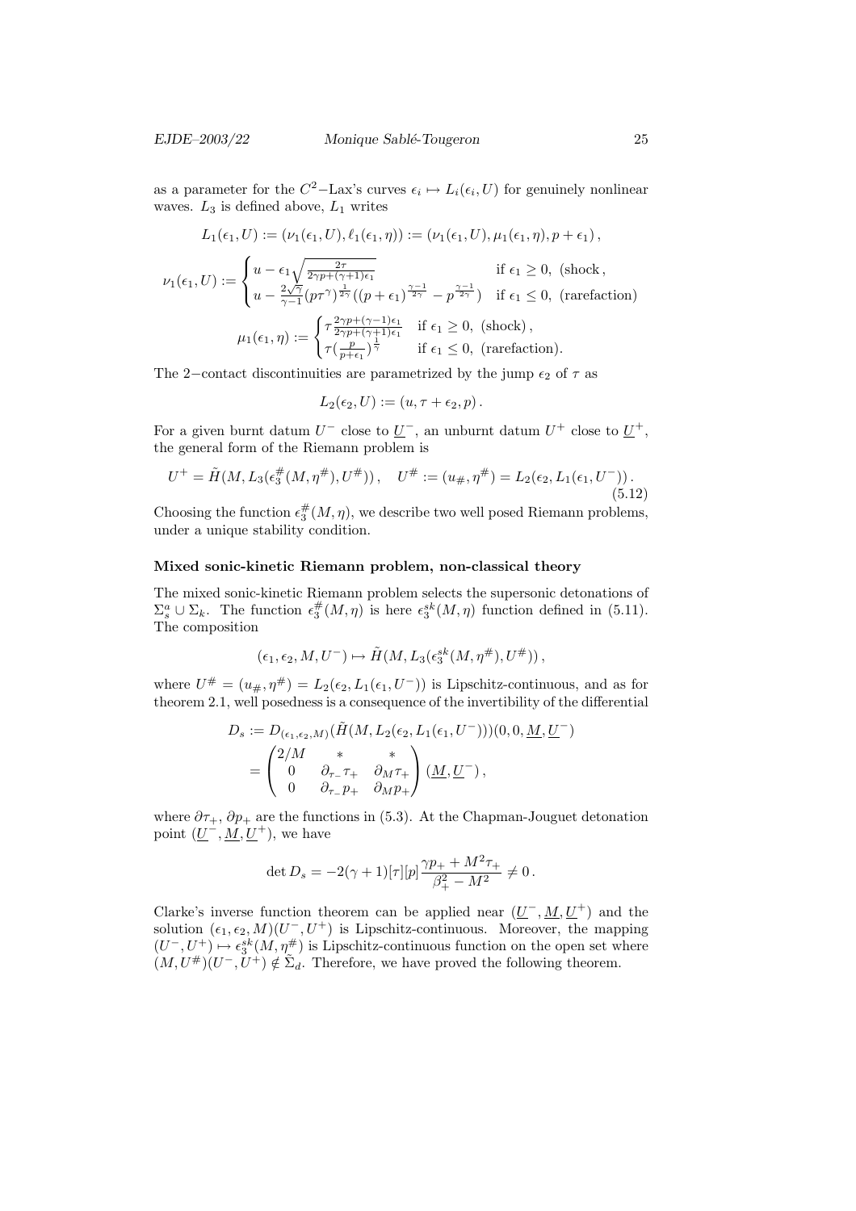as a parameter for the $C^2-$Lax's curves $\epsilon_i \mapsto L_i(\epsilon_i, U)$ for genuinely nonlinear waves. $L_3$ is defined above, $L_1$ writes

$$L_1(\epsilon_1, U) := (\nu_1(\epsilon_1, U), \ell_1(\epsilon_1, \eta)) := (\nu_1(\epsilon_1, U), \mu_1(\epsilon_1, \eta), p + \epsilon_1),$$

$$\nu_1(\epsilon_1, U) := \begin{cases} u - \epsilon_1 \sqrt{\frac{2\tau}{2\gamma p + (\gamma+1)\epsilon_1}} & \text{if } \epsilon_1 \geq 0, \text{ (shock}, \\ u - \frac{2\sqrt{\gamma}}{\gamma - 1}(p\tau^\gamma)^{\frac{1}{2\gamma}}((p+\epsilon_1)^{\frac{\gamma-1}{2\gamma}} - p^{\frac{\gamma-1}{2\gamma}}) & \text{if } \epsilon_1 \leq 0, \text{ (rarefaction)} \end{cases}$$

$$\mu_1(\epsilon_1, \eta) := \begin{cases} \tau \frac{2\gamma p + (\gamma-1)\epsilon_1}{2\gamma p + (\gamma+1)\epsilon_1} & \text{if } \epsilon_1 \geq 0, \text{ (shock)}, \\ \tau(\frac{p}{p+\epsilon_1})^{\frac{1}{\gamma}} & \text{if } \epsilon_1 \leq 0, \text{ (rarefaction)}. \end{cases}$$

The 2−contact discontinuities are parametrized by the jump $\epsilon_2$ of $\tau$ as

$$L_2(\epsilon_2, U) := (u, \tau + \epsilon_2, p).$$

For a given burnt datum $U^-$ close to $\underline{U}^-$, an unburnt datum $U^+$ close to $\underline{U}^+$, the general form of the Riemann problem is

$$U^+ = \tilde{H}(M, L_3(\epsilon_3^\#(M, \eta^\#), U^\#)), \quad U^\# := (u_\#, \eta^\#) = L_2(\epsilon_2, L_1(\epsilon_1, U^-)). \tag{5.12}$$

Choosing the function $\epsilon_3^\#(M, \eta)$, we describe two well posed Riemann problems, under a unique stability condition.

**Mixed sonic-kinetic Riemann problem, non-classical theory**

The mixed sonic-kinetic Riemann problem selects the supersonic detonations of $\Sigma_s^a \cup \Sigma_k$. The function $\epsilon_3^\#(M, \eta)$ is here $\epsilon_3^{sk}(M, \eta)$ function defined in (5.11). The composition

$$(\epsilon_1, \epsilon_2, M, U^-) \mapsto \tilde{H}(M, L_3(\epsilon_3^{sk}(M, \eta^\#), U^\#)),$$

where $U^\# = (u_\#, \eta^\#) = L_2(\epsilon_2, L_1(\epsilon_1, U^-))$ is Lipschitz-continuous, and as for theorem 2.1, well posedness is a consequence of the invertibility of the differential

$$\begin{aligned} D_s &:= D_{(\epsilon_1, \epsilon_2, M)}(\tilde{H}(M, L_2(\epsilon_2, L_1(\epsilon_1, U^-)))(0, 0, \underline{M}, \underline{U}^-) \\ &= \begin{pmatrix} 2/M & * & * \\ 0 & \partial_{\tau_-}\tau_+ & \partial_M \tau_+ \\ 0 & \partial_{\tau_-} p_+ & \partial_M p_+ \end{pmatrix} (\underline{M}, \underline{U}^-), \end{aligned}$$

where $\partial\tau_+$, $\partial p_+$ are the functions in (5.3). At the Chapman-Jouguet detonation point $(\underline{U}^-, \underline{M}, \underline{U}^+)$, we have

$$\det D_s = -2(\gamma+1)[\tau][p]\frac{\gamma p_+ + M^2 \tau_+}{\beta_+^2 - M^2} \neq 0.$$

Clarke's inverse function theorem can be applied near $(\underline{U}^-, \underline{M}, \underline{U}^+)$ and the solution $(\epsilon_1, \epsilon_2, M)(U^-, U^+)$ is Lipschitz-continuous. Moreover, the mapping $(U^-, U^+) \mapsto \epsilon_3^{sk}(M, \eta^\#)$ is Lipschitz-continuous function on the open set where $(M, U^\#)(U^-, U^+) \notin \tilde{\Sigma}_d$. Therefore, we have proved the following theorem.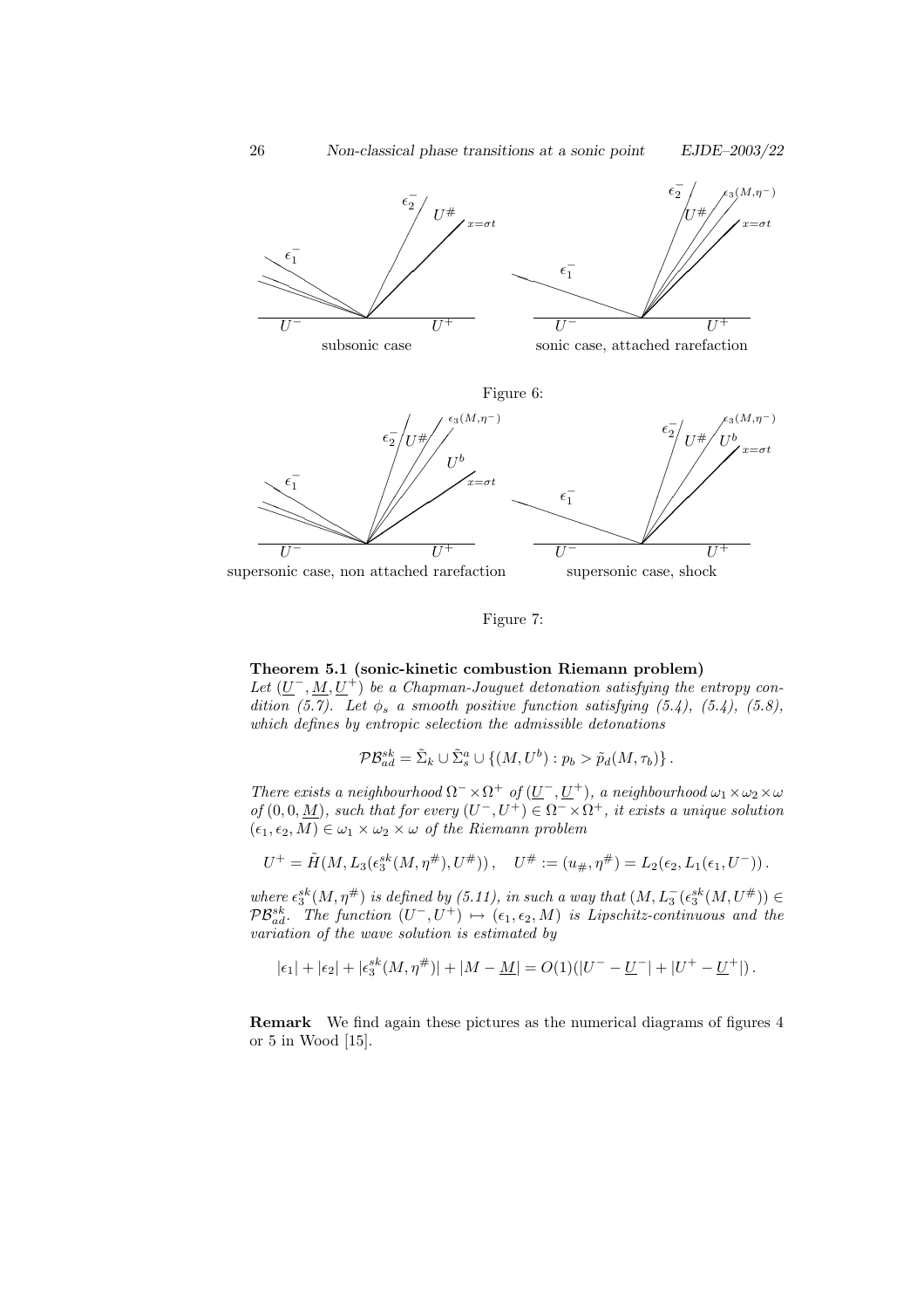Figure 6:

Figure 7:

**Theorem 5.1 (sonic-kinetic combustion Riemann problem)**
*Let $(\underline{U}^-, \underline{M}, \underline{U}^+)$ be a Chapman-Jouguet detonation satisfying the entropy condition (5.7). Let $\phi_s$ a smooth positive function satisfying (5.4), (5.4), (5.8), which defines by entropic selection the admissible detonations*

$$\mathcal{PB}^{sk}_{ad} = \tilde{\Sigma}_k \cup \tilde{\Sigma}^a_s \cup \{(M, U^b) : p_b > \tilde{p}_d(M, \tau_b)\} .$$

*There exists a neighbourhood $\Omega^- \times \Omega^+$ of $(\underline{U}^-, \underline{U}^+)$, a neighbourhood $\omega_1 \times \omega_2 \times \omega$ of $(0, 0, \underline{M})$, such that for every $(U^-, U^+) \in \Omega^- \times \Omega^+$, it exists a unique solution $(\epsilon_1, \epsilon_2, M) \in \omega_1 \times \omega_2 \times \omega$ of the Riemann problem*

$$U^+ = \tilde{H}(M, L_3(\epsilon^{sk}_3(M, \eta^\#), U^\#)) , \quad U^\# := (u_\#, \eta^\#) = L_2(\epsilon_2, L_1(\epsilon_1, U^-)) .$$

*where $\epsilon^{sk}_3(M, \eta^\#)$ is defined by (5.11), in such a way that $(M, L^-_3(\epsilon^{sk}_3(M, U^\#)) \in \mathcal{PB}^{sk}_{ad}$. The function $(U^-, U^+) \mapsto (\epsilon_1, \epsilon_2, M)$ is Lipschitz-continuous and the variation of the wave solution is estimated by*

$$|\epsilon_1| + |\epsilon_2| + |\epsilon^{sk}_3(M, \eta^\#)| + |M - \underline{M}| = O(1)(|U^- - \underline{U}^-| + |U^+ - \underline{U}^+|) .$$

**Remark** We find again these pictures as the numerical diagrams of figures 4 or 5 in Wood [15].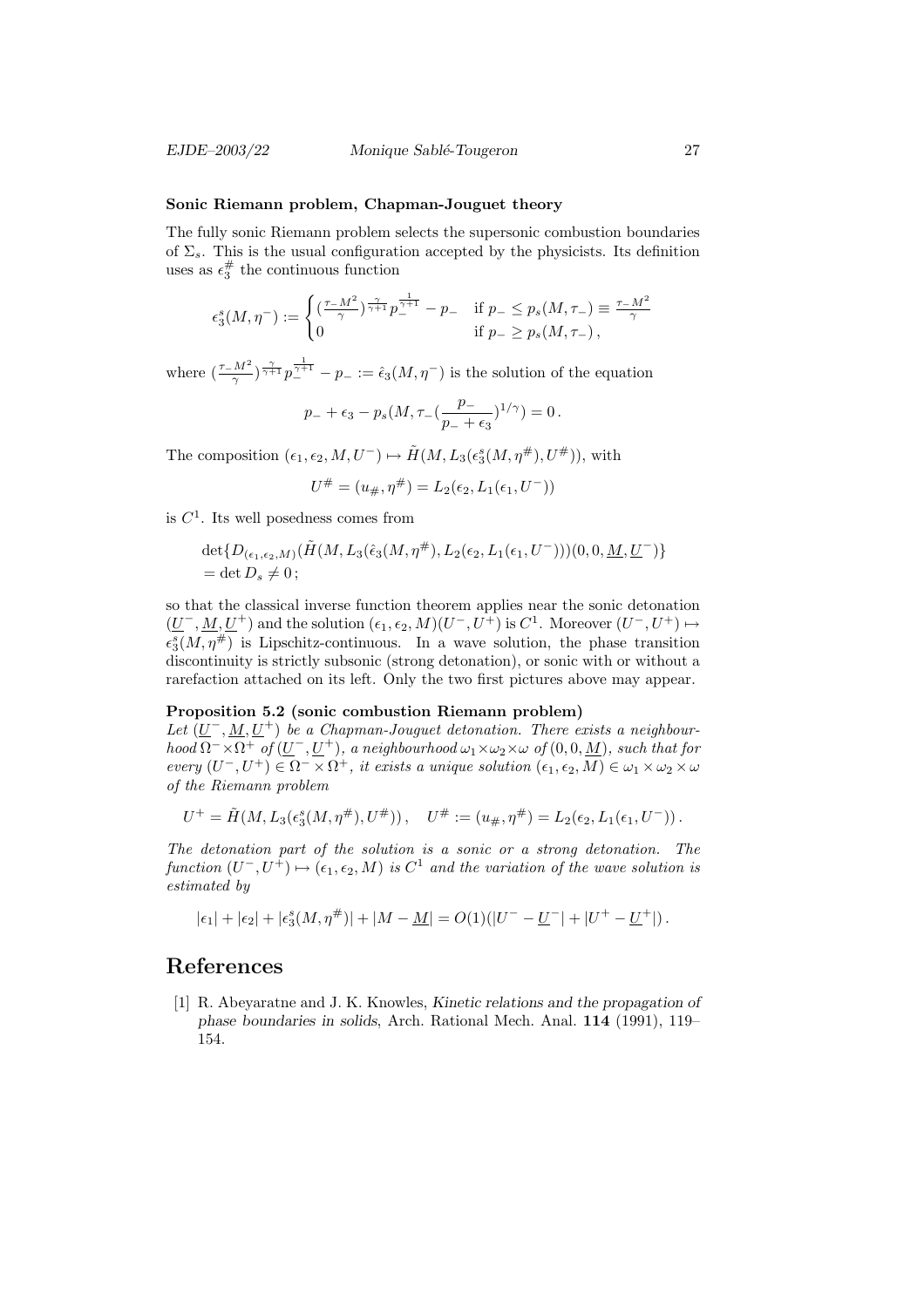**Sonic Riemann problem, Chapman-Jouguet theory**

The fully sonic Riemann problem selects the supersonic combustion boundaries of $\Sigma_s$. This is the usual configuration accepted by the physicists. Its definition uses as $\epsilon_3^{\#}$ the continuous function

$$\epsilon_3^s(M,\eta^-) := \begin{cases} (\frac{\tau_- M^2}{\gamma})^{\frac{\gamma}{\gamma+1}} p_-^{\frac{1}{\gamma+1}} - p_- & \text{if } p_- \leq p_s(M,\tau_-) \equiv \frac{\tau_- M^2}{\gamma} \\ 0 & \text{if } p_- \geq p_s(M,\tau_-)\,, \end{cases}$$

where $(\frac{\tau_- M^2}{\gamma})^{\frac{\gamma}{\gamma+1}} p_-^{\frac{1}{\gamma+1}} - p_- := \hat{\epsilon}_3(M,\eta^-)$ is the solution of the equation

$$p_- + \epsilon_3 - p_s(M, \tau_-(\frac{p_-}{p_- + \epsilon_3})^{1/\gamma}) = 0\,.$$

The composition $(\epsilon_1, \epsilon_2, M, U^-) \mapsto \tilde{H}(M, L_3(\epsilon_3^s(M,\eta^{\#}), U^{\#}))$, with

$$U^{\#} = (u_{\#}, \eta^{\#}) = L_2(\epsilon_2, L_1(\epsilon_1, U^-))$$

is $C^1$. Its well posedness comes from

$$\begin{aligned} &\det\{D_{(\epsilon_1,\epsilon_2,M)}(\tilde{H}(M, L_3(\hat{\epsilon}_3(M,\eta^{\#}), L_2(\epsilon_2, L_1(\epsilon_1, U^-)))(0,0,\underline{M},\underline{U}^-)\} \\ &= \det D_s \neq 0\,; \end{aligned}$$

so that the classical inverse function theorem applies near the sonic detonation $(\underline{U}^-, \underline{M}, \underline{U}^+)$ and the solution $(\epsilon_1, \epsilon_2, M)(U^-, U^+)$ is $C^1$. Moreover $(U^-, U^+) \mapsto \epsilon_3^s(M, \eta^{\#})$ is Lipschitz-continuous. In a wave solution, the phase transition discontinuity is strictly subsonic (strong detonation), or sonic with or without a rarefaction attached on its left. Only the two first pictures above may appear.

**Proposition 5.2 (sonic combustion Riemann problem)**
*Let $(\underline{U}^-, \underline{M}, \underline{U}^+)$ be a Chapman-Jouguet detonation. There exists a neighbourhood $\Omega^- \times \Omega^+$ of $(\underline{U}^-, \underline{U}^+)$, a neighbourhood $\omega_1 \times \omega_2 \times \omega$ of $(0,0,\underline{M})$, such that for every $(U^-, U^+) \in \Omega^- \times \Omega^+$, it exists a unique solution $(\epsilon_1, \epsilon_2, M) \in \omega_1 \times \omega_2 \times \omega$ of the Riemann problem*

$$U^+ = \tilde{H}(M, L_3(\epsilon_3^s(M,\eta^{\#}), U^{\#}))\,, \quad U^{\#} := (u_{\#}, \eta^{\#}) = L_2(\epsilon_2, L_1(\epsilon_1, U^-))\,.$$

*The detonation part of the solution is a sonic or a strong detonation. The function $(U^-, U^+) \mapsto (\epsilon_1, \epsilon_2, M)$ is $C^1$ and the variation of the wave solution is estimated by*

$$|\epsilon_1| + |\epsilon_2| + |\epsilon_3^s(M,\eta^{\#})| + |M - \underline{M}| = O(1)(|U^- - \underline{U}^-| + |U^+ - \underline{U}^+|)\,.$$

# References

[1] R. Abeyaratne and J. K. Knowles, *Kinetic relations and the propagation of phase boundaries in solids*, Arch. Rational Mech. Anal. **114** (1991), 119–154.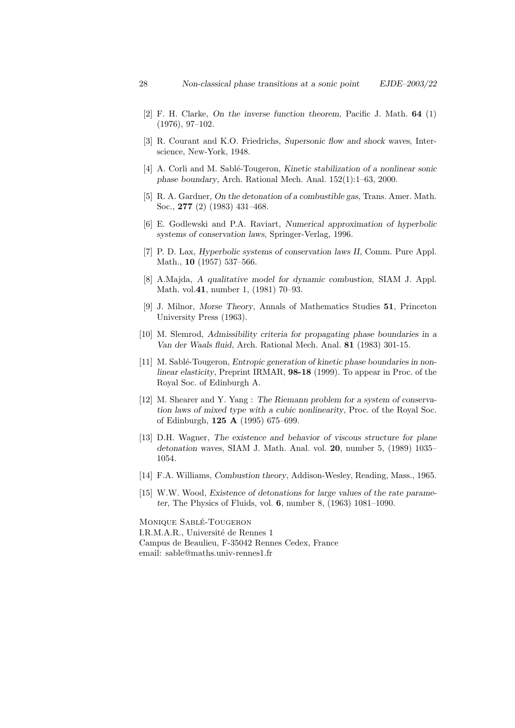[2] F. H. Clarke, *On the inverse function theorem*, Pacific J. Math. **64** (1) (1976), 97–102.

[3] R. Courant and K.O. Friedrichs, *Supersonic flow and shock waves*, Interscience, New-York, 1948.

[4] A. Corli and M. Sablé-Tougeron, *Kinetic stabilization of a nonlinear sonic phase boundary*, Arch. Rational Mech. Anal. 152(1):1–63, 2000.

[5] R. A. Gardner, *On the detonation of a combustible gas*, Trans. Amer. Math. Soc., **277** (2) (1983) 431–468.

[6] E. Godlewski and P.A. Raviart, *Numerical approximation of hyperbolic systems of conservation laws*, Springer-Verlag, 1996.

[7] P. D. Lax, *Hyperbolic systems of conservation laws II*, Comm. Pure Appl. Math., **10** (1957) 537–566.

[8] A.Majda, *A qualitative model for dynamic combustion*, SIAM J. Appl. Math. vol.**41**, number 1, (1981) 70–93.

[9] J. Milnor, *Morse Theory*, Annals of Mathematics Studies **51**, Princeton University Press (1963).

[10] M. Slemrod, *Admissibility criteria for propagating phase boundaries in a Van der Waals fluid*, Arch. Rational Mech. Anal. **81** (1983) 301-15.

[11] M. Sablé-Tougeron, *Entropic generation of kinetic phase boundaries in nonlinear elasticity*, Preprint IRMAR, **98-18** (1999). To appear in Proc. of the Royal Soc. of Edinburgh A.

[12] M. Shearer and Y. Yang : *The Riemann problem for a system of conservation laws of mixed type with a cubic nonlinearity*, Proc. of the Royal Soc. of Edinburgh, **125 A** (1995) 675–699.

[13] D.H. Wagner, *The existence and behavior of viscous structure for plane detonation waves*, SIAM J. Math. Anal. vol. **20**, number 5, (1989) 1035–1054.

[14] F.A. Williams, *Combustion theory*, Addison-Wesley, Reading, Mass., 1965.

[15] W.W. Wood, *Existence of detonations for large values of the rate parameter*, The Physics of Fluids, vol. **6**, number 8, (1963) 1081–1090.

Monique Sablé-Tougeron
I.R.M.A.R., Université de Rennes 1
Campus de Beaulieu, F-35042 Rennes Cedex, France
email: sable@maths.univ-rennes1.fr